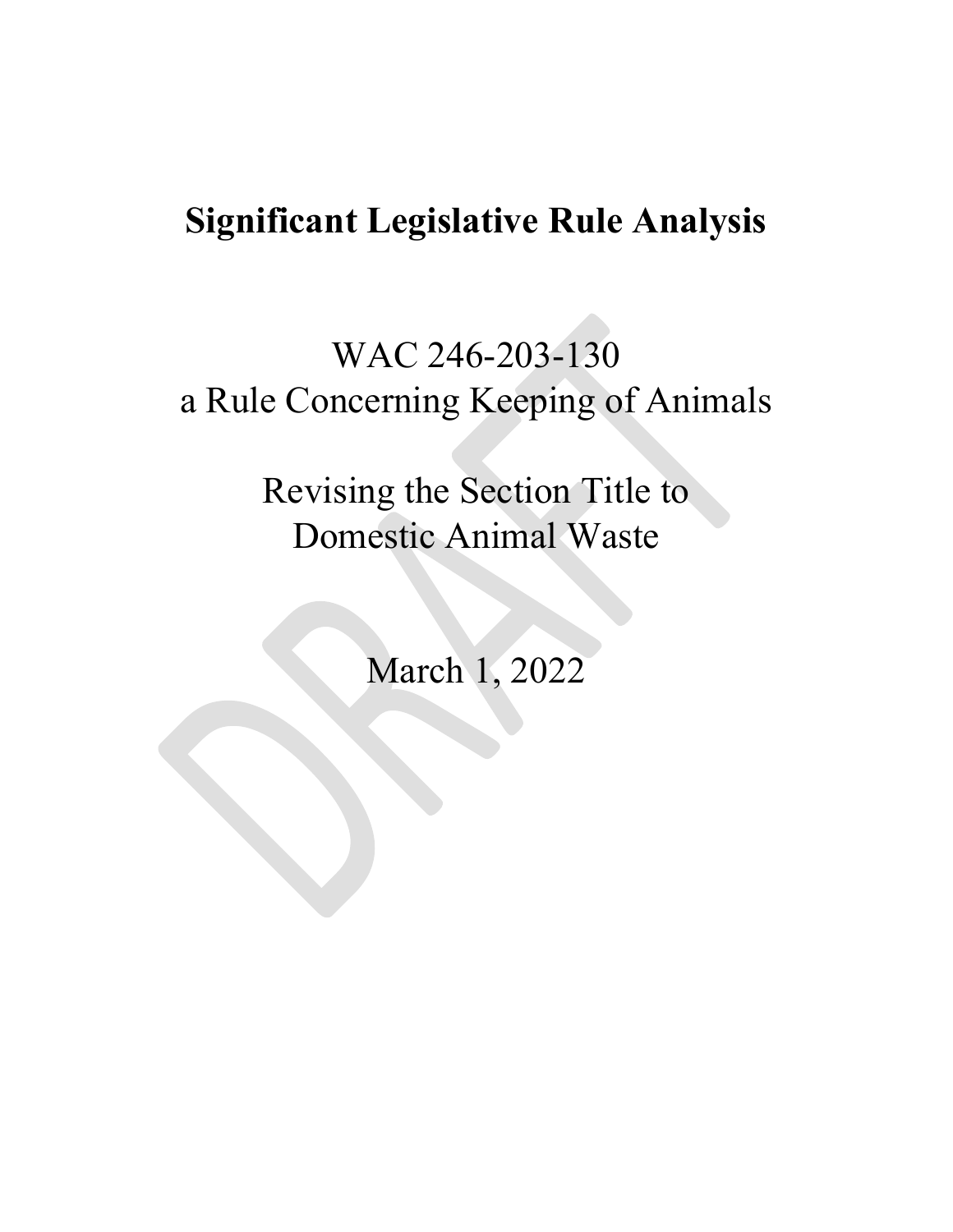# Significant Legislative Rule Analysis

WAC 246-203-130
a Rule Concerning Keeping of Animals

Revising the Section Title to
Domestic Animal Waste

March 1, 2022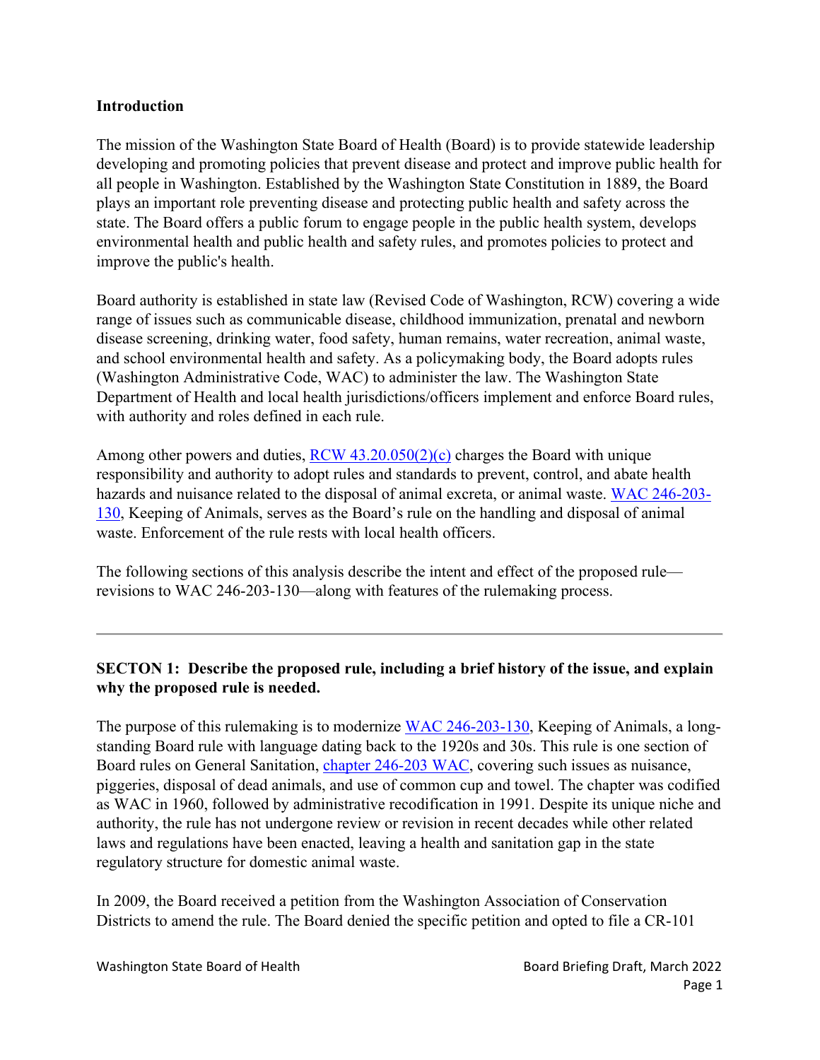## Introduction

The mission of the Washington State Board of Health (Board) is to provide statewide leadership developing and promoting policies that prevent disease and protect and improve public health for all people in Washington. Established by the Washington State Constitution in 1889, the Board plays an important role preventing disease and protecting public health and safety across the state. The Board offers a public forum to engage people in the public health system, develops environmental health and public health and safety rules, and promotes policies to protect and improve the public's health.

Board authority is established in state law (Revised Code of Washington, RCW) covering a wide range of issues such as communicable disease, childhood immunization, prenatal and newborn disease screening, drinking water, food safety, human remains, water recreation, animal waste, and school environmental health and safety. As a policymaking body, the Board adopts rules (Washington Administrative Code, WAC) to administer the law. The Washington State Department of Health and local health jurisdictions/officers implement and enforce Board rules, with authority and roles defined in each rule.

Among other powers and duties, RCW 43.20.050(2)(c) charges the Board with unique responsibility and authority to adopt rules and standards to prevent, control, and abate health hazards and nuisance related to the disposal of animal excreta, or animal waste. WAC 246-203-130, Keeping of Animals, serves as the Board's rule on the handling and disposal of animal waste. Enforcement of the rule rests with local health officers.

The following sections of this analysis describe the intent and effect of the proposed rule—revisions to WAC 246-203-130—along with features of the rulemaking process.

---

## SECTON 1: Describe the proposed rule, including a brief history of the issue, and explain why the proposed rule is needed.

The purpose of this rulemaking is to modernize WAC 246-203-130, Keeping of Animals, a long-standing Board rule with language dating back to the 1920s and 30s. This rule is one section of Board rules on General Sanitation, chapter 246-203 WAC, covering such issues as nuisance, piggeries, disposal of dead animals, and use of common cup and towel. The chapter was codified as WAC in 1960, followed by administrative recodification in 1991. Despite its unique niche and authority, the rule has not undergone review or revision in recent decades while other related laws and regulations have been enacted, leaving a health and sanitation gap in the state regulatory structure for domestic animal waste.

In 2009, the Board received a petition from the Washington Association of Conservation Districts to amend the rule. The Board denied the specific petition and opted to file a CR-101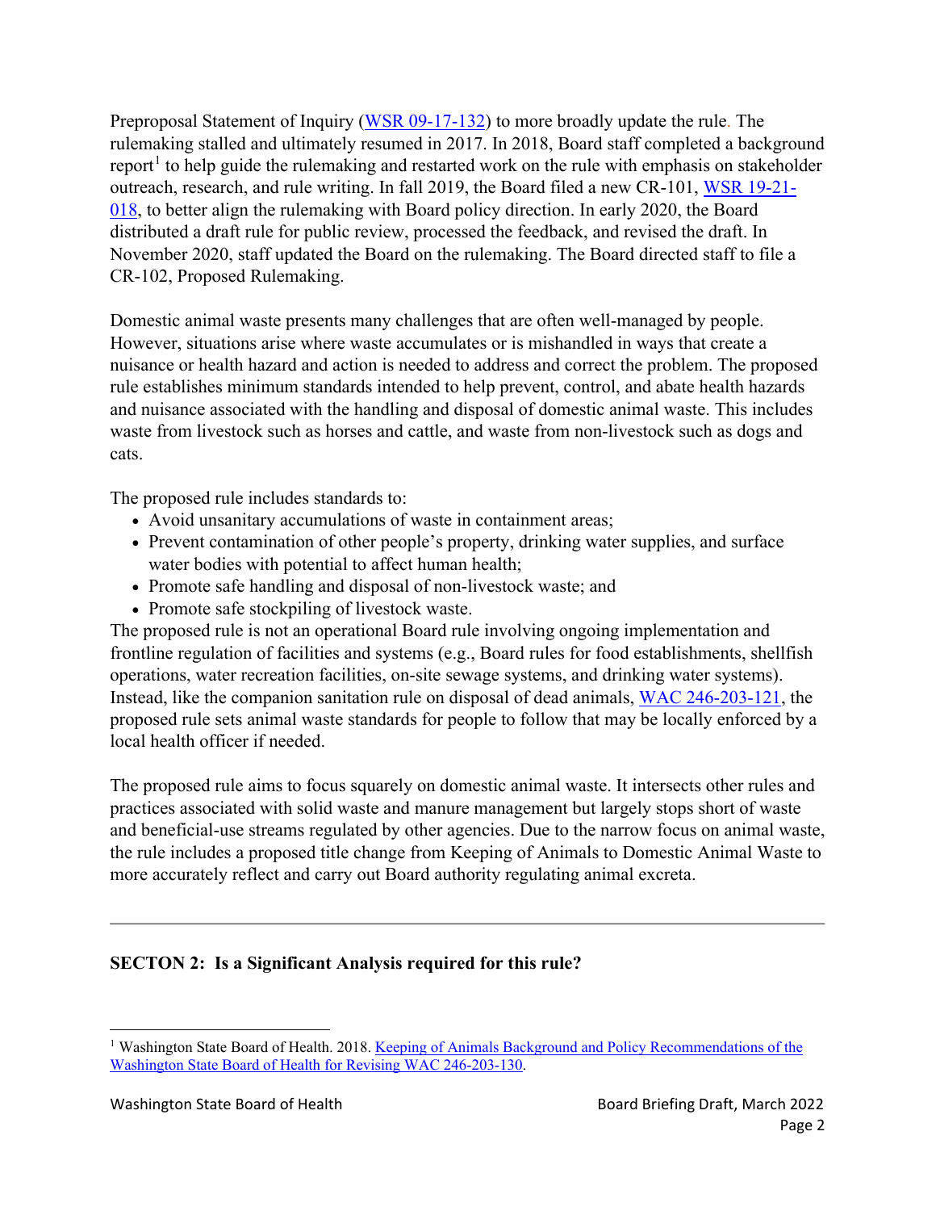Preproposal Statement of Inquiry (WSR 09-17-132) to more broadly update the rule. The rulemaking stalled and ultimately resumed in 2017. In 2018, Board staff completed a background report[1] to help guide the rulemaking and restarted work on the rule with emphasis on stakeholder outreach, research, and rule writing. In fall 2019, the Board filed a new CR-101, WSR 19-21-018, to better align the rulemaking with Board policy direction. In early 2020, the Board distributed a draft rule for public review, processed the feedback, and revised the draft. In November 2020, staff updated the Board on the rulemaking. The Board directed staff to file a CR-102, Proposed Rulemaking.

Domestic animal waste presents many challenges that are often well-managed by people. However, situations arise where waste accumulates or is mishandled in ways that create a nuisance or health hazard and action is needed to address and correct the problem. The proposed rule establishes minimum standards intended to help prevent, control, and abate health hazards and nuisance associated with the handling and disposal of domestic animal waste. This includes waste from livestock such as horses and cattle, and waste from non-livestock such as dogs and cats.

The proposed rule includes standards to:

- Avoid unsanitary accumulations of waste in containment areas;
- Prevent contamination of other people's property, drinking water supplies, and surface water bodies with potential to affect human health;
- Promote safe handling and disposal of non-livestock waste; and
- Promote safe stockpiling of livestock waste.

The proposed rule is not an operational Board rule involving ongoing implementation and frontline regulation of facilities and systems (e.g., Board rules for food establishments, shellfish operations, water recreation facilities, on-site sewage systems, and drinking water systems). Instead, like the companion sanitation rule on disposal of dead animals, WAC 246-203-121, the proposed rule sets animal waste standards for people to follow that may be locally enforced by a local health officer if needed.

The proposed rule aims to focus squarely on domestic animal waste. It intersects other rules and practices associated with solid waste and manure management but largely stops short of waste and beneficial-use streams regulated by other agencies. Due to the narrow focus on animal waste, the rule includes a proposed title change from Keeping of Animals to Domestic Animal Waste to more accurately reflect and carry out Board authority regulating animal excreta.

---

**SECTON 2: Is a Significant Analysis required for this rule?**

[1] Washington State Board of Health. 2018. Keeping of Animals Background and Policy Recommendations of the Washington State Board of Health for Revising WAC 246-203-130.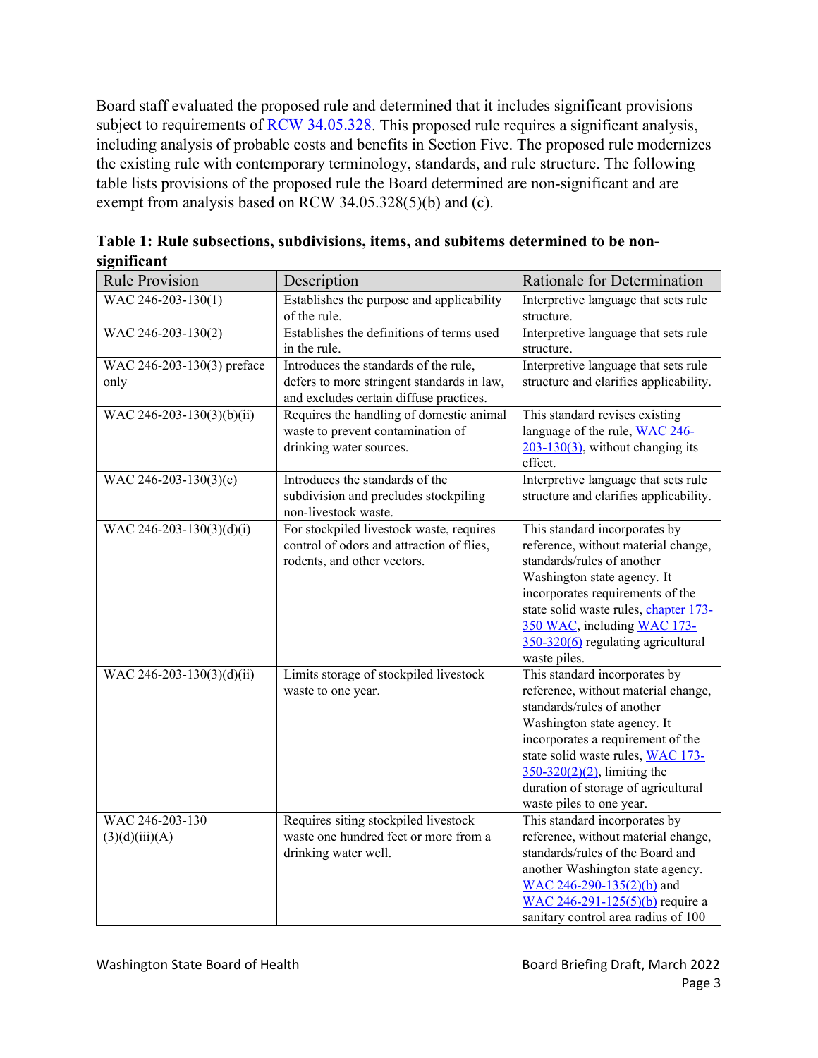Board staff evaluated the proposed rule and determined that it includes significant provisions subject to requirements of RCW 34.05.328. This proposed rule requires a significant analysis, including analysis of probable costs and benefits in Section Five. The proposed rule modernizes the existing rule with contemporary terminology, standards, and rule structure. The following table lists provisions of the proposed rule the Board determined are non-significant and are exempt from analysis based on RCW 34.05.328(5)(b) and (c).

**Table 1: Rule subsections, subdivisions, items, and subitems determined to be non-significant**

| Rule Provision | Description | Rationale for Determination |
|---|---|---|
| WAC 246-203-130(1) | Establishes the purpose and applicability of the rule. | Interpretive language that sets rule structure. |
| WAC 246-203-130(2) | Establishes the definitions of terms used in the rule. | Interpretive language that sets rule structure. |
| WAC 246-203-130(3) preface only | Introduces the standards of the rule, defers to more stringent standards in law, and excludes certain diffuse practices. | Interpretive language that sets rule structure and clarifies applicability. |
| WAC 246-203-130(3)(b)(ii) | Requires the handling of domestic animal waste to prevent contamination of drinking water sources. | This standard revises existing language of the rule, WAC 246-203-130(3), without changing its effect. |
| WAC 246-203-130(3)(c) | Introduces the standards of the subdivision and precludes stockpiling non-livestock waste. | Interpretive language that sets rule structure and clarifies applicability. |
| WAC 246-203-130(3)(d)(i) | For stockpiled livestock waste, requires control of odors and attraction of flies, rodents, and other vectors. | This standard incorporates by reference, without material change, standards/rules of another Washington state agency. It incorporates requirements of the state solid waste rules, chapter 173-350 WAC, including WAC 173-350-320(6) regulating agricultural waste piles. |
| WAC 246-203-130(3)(d)(ii) | Limits storage of stockpiled livestock waste to one year. | This standard incorporates by reference, without material change, standards/rules of another Washington state agency. It incorporates a requirement of the state solid waste rules, WAC 173-350-320(2)(2), limiting the duration of storage of agricultural waste piles to one year. |
| WAC 246-203-130 (3)(d)(iii)(A) | Requires siting stockpiled livestock waste one hundred feet or more from a drinking water well. | This standard incorporates by reference, without material change, standards/rules of the Board and another Washington state agency. WAC 246-290-135(2)(b) and WAC 246-291-125(5)(b) require a sanitary control area radius of 100 |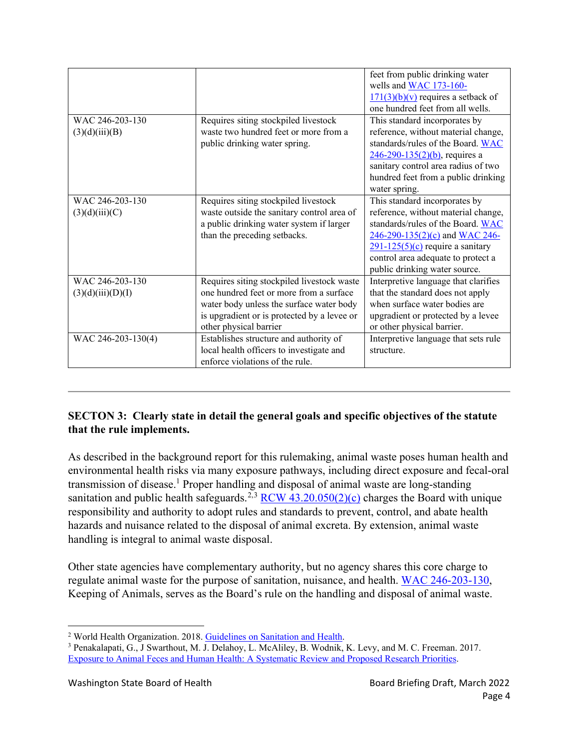| | | |
|---|---|---|
| | | feet from public drinking water wells and WAC 173-160-171(3)(b)(v) requires a setback of one hundred feet from all wells. |
| WAC 246-203-130 (3)(d)(iii)(B) | Requires siting stockpiled livestock waste two hundred feet or more from a public drinking water spring. | This standard incorporates by reference, without material change, standards/rules of the Board. WAC 246-290-135(2)(b), requires a sanitary control area radius of two hundred feet from a public drinking water spring. |
| WAC 246-203-130 (3)(d)(iii)(C) | Requires siting stockpiled livestock waste outside the sanitary control area of a public drinking water system if larger than the preceding setbacks. | This standard incorporates by reference, without material change, standards/rules of the Board. WAC 246-290-135(2)(c) and WAC 246-291-125(5)(c) require a sanitary control area adequate to protect a public drinking water source. |
| WAC 246-203-130 (3)(d)(iii)(D)(I) | Requires siting stockpiled livestock waste one hundred feet or more from a surface water body unless the surface water body is upgradient or is protected by a levee or other physical barrier | Interpretive language that clarifies that the standard does not apply when surface water bodies are upgradient or protected by a levee or other physical barrier. |
| WAC 246-203-130(4) | Establishes structure and authority of local health officers to investigate and enforce violations of the rule. | Interpretive language that sets rule structure. |

---

**SECTON 3: Clearly state in detail the general goals and specific objectives of the statute that the rule implements.**

As described in the background report for this rulemaking, animal waste poses human health and environmental health risks via many exposure pathways, including direct exposure and fecal-oral transmission of disease.[1] Proper handling and disposal of animal waste are long-standing sanitation and public health safeguards.[2,3] RCW 43.20.050(2)(c) charges the Board with unique responsibility and authority to adopt rules and standards to prevent, control, and abate health hazards and nuisance related to the disposal of animal excreta. By extension, animal waste handling is integral to animal waste disposal.

Other state agencies have complementary authority, but no agency shares this core charge to regulate animal waste for the purpose of sanitation, nuisance, and health. WAC 246-203-130, Keeping of Animals, serves as the Board's rule on the handling and disposal of animal waste.

[2] World Health Organization. 2018. Guidelines on Sanitation and Health.

[3] Penakalapati, G., J Swarthout, M. J. Delahoy, L. McAliley, B. Wodnik, K. Levy, and M. C. Freeman. 2017. Exposure to Animal Feces and Human Health: A Systematic Review and Proposed Research Priorities.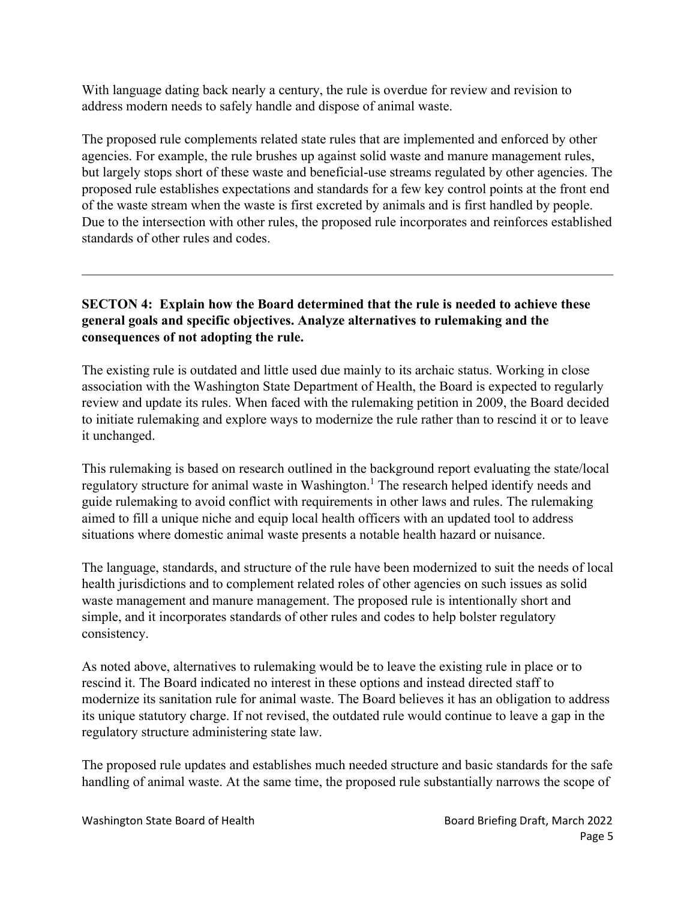With language dating back nearly a century, the rule is overdue for review and revision to address modern needs to safely handle and dispose of animal waste.

The proposed rule complements related state rules that are implemented and enforced by other agencies. For example, the rule brushes up against solid waste and manure management rules, but largely stops short of these waste and beneficial-use streams regulated by other agencies. The proposed rule establishes expectations and standards for a few key control points at the front end of the waste stream when the waste is first excreted by animals and is first handled by people. Due to the intersection with other rules, the proposed rule incorporates and reinforces established standards of other rules and codes.

---

**SECTON 4: Explain how the Board determined that the rule is needed to achieve these general goals and specific objectives. Analyze alternatives to rulemaking and the consequences of not adopting the rule.**

The existing rule is outdated and little used due mainly to its archaic status. Working in close association with the Washington State Department of Health, the Board is expected to regularly review and update its rules. When faced with the rulemaking petition in 2009, the Board decided to initiate rulemaking and explore ways to modernize the rule rather than to rescind it or to leave it unchanged.

This rulemaking is based on research outlined in the background report evaluating the state/local regulatory structure for animal waste in Washington.[1] The research helped identify needs and guide rulemaking to avoid conflict with requirements in other laws and rules. The rulemaking aimed to fill a unique niche and equip local health officers with an updated tool to address situations where domestic animal waste presents a notable health hazard or nuisance.

The language, standards, and structure of the rule have been modernized to suit the needs of local health jurisdictions and to complement related roles of other agencies on such issues as solid waste management and manure management. The proposed rule is intentionally short and simple, and it incorporates standards of other rules and codes to help bolster regulatory consistency.

As noted above, alternatives to rulemaking would be to leave the existing rule in place or to rescind it. The Board indicated no interest in these options and instead directed staff to modernize its sanitation rule for animal waste. The Board believes it has an obligation to address its unique statutory charge. If not revised, the outdated rule would continue to leave a gap in the regulatory structure administering state law.

The proposed rule updates and establishes much needed structure and basic standards for the safe handling of animal waste. At the same time, the proposed rule substantially narrows the scope of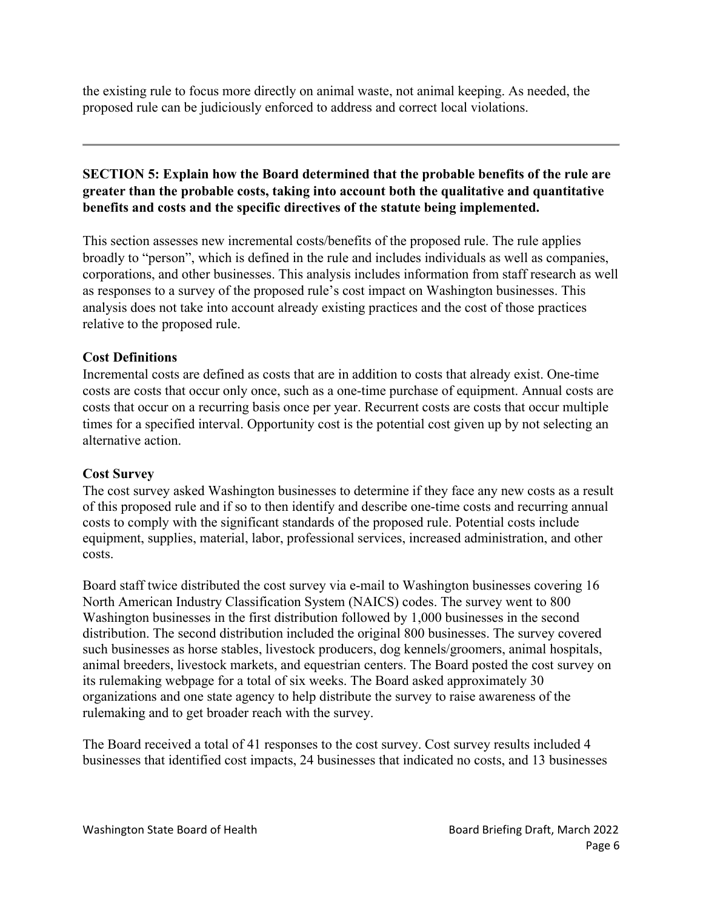the existing rule to focus more directly on animal waste, not animal keeping. As needed, the proposed rule can be judiciously enforced to address and correct local violations.

---

**SECTION 5: Explain how the Board determined that the probable benefits of the rule are greater than the probable costs, taking into account both the qualitative and quantitative benefits and costs and the specific directives of the statute being implemented.**

This section assesses new incremental costs/benefits of the proposed rule. The rule applies broadly to "person", which is defined in the rule and includes individuals as well as companies, corporations, and other businesses. This analysis includes information from staff research as well as responses to a survey of the proposed rule's cost impact on Washington businesses. This analysis does not take into account already existing practices and the cost of those practices relative to the proposed rule.

**Cost Definitions**

Incremental costs are defined as costs that are in addition to costs that already exist. One-time costs are costs that occur only once, such as a one-time purchase of equipment. Annual costs are costs that occur on a recurring basis once per year. Recurrent costs are costs that occur multiple times for a specified interval. Opportunity cost is the potential cost given up by not selecting an alternative action.

**Cost Survey**

The cost survey asked Washington businesses to determine if they face any new costs as a result of this proposed rule and if so to then identify and describe one-time costs and recurring annual costs to comply with the significant standards of the proposed rule. Potential costs include equipment, supplies, material, labor, professional services, increased administration, and other costs.

Board staff twice distributed the cost survey via e-mail to Washington businesses covering 16 North American Industry Classification System (NAICS) codes. The survey went to 800 Washington businesses in the first distribution followed by 1,000 businesses in the second distribution. The second distribution included the original 800 businesses. The survey covered such businesses as horse stables, livestock producers, dog kennels/groomers, animal hospitals, animal breeders, livestock markets, and equestrian centers. The Board posted the cost survey on its rulemaking webpage for a total of six weeks. The Board asked approximately 30 organizations and one state agency to help distribute the survey to raise awareness of the rulemaking and to get broader reach with the survey.

The Board received a total of 41 responses to the cost survey. Cost survey results included 4 businesses that identified cost impacts, 24 businesses that indicated no costs, and 13 businesses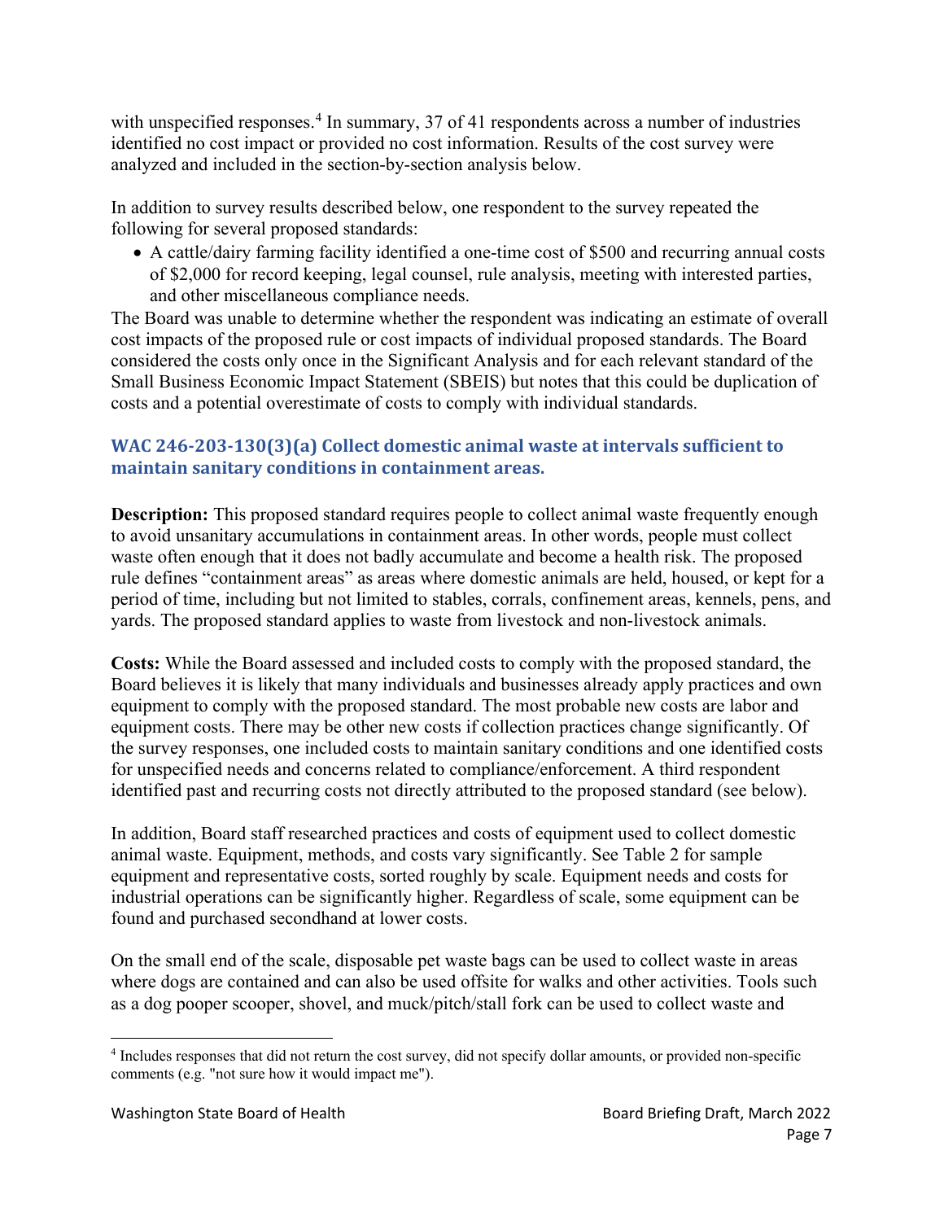with unspecified responses.[4] In summary, 37 of 41 respondents across a number of industries identified no cost impact or provided no cost information. Results of the cost survey were analyzed and included in the section-by-section analysis below.

In addition to survey results described below, one respondent to the survey repeated the following for several proposed standards:

- A cattle/dairy farming facility identified a one-time cost of $500 and recurring annual costs of $2,000 for record keeping, legal counsel, rule analysis, meeting with interested parties, and other miscellaneous compliance needs.

The Board was unable to determine whether the respondent was indicating an estimate of overall cost impacts of the proposed rule or cost impacts of individual proposed standards. The Board considered the costs only once in the Significant Analysis and for each relevant standard of the Small Business Economic Impact Statement (SBEIS) but notes that this could be duplication of costs and a potential overestimate of costs to comply with individual standards.

### WAC 246-203-130(3)(a) Collect domestic animal waste at intervals sufficient to maintain sanitary conditions in containment areas.

**Description:** This proposed standard requires people to collect animal waste frequently enough to avoid unsanitary accumulations in containment areas. In other words, people must collect waste often enough that it does not badly accumulate and become a health risk. The proposed rule defines "containment areas" as areas where domestic animals are held, housed, or kept for a period of time, including but not limited to stables, corrals, confinement areas, kennels, pens, and yards. The proposed standard applies to waste from livestock and non-livestock animals.

**Costs:** While the Board assessed and included costs to comply with the proposed standard, the Board believes it is likely that many individuals and businesses already apply practices and own equipment to comply with the proposed standard. The most probable new costs are labor and equipment costs. There may be other new costs if collection practices change significantly. Of the survey responses, one included costs to maintain sanitary conditions and one identified costs for unspecified needs and concerns related to compliance/enforcement. A third respondent identified past and recurring costs not directly attributed to the proposed standard (see below).

In addition, Board staff researched practices and costs of equipment used to collect domestic animal waste. Equipment, methods, and costs vary significantly. See Table 2 for sample equipment and representative costs, sorted roughly by scale. Equipment needs and costs for industrial operations can be significantly higher. Regardless of scale, some equipment can be found and purchased secondhand at lower costs.

On the small end of the scale, disposable pet waste bags can be used to collect waste in areas where dogs are contained and can also be used offsite for walks and other activities. Tools such as a dog pooper scooper, shovel, and muck/pitch/stall fork can be used to collect waste and

[4] Includes responses that did not return the cost survey, did not specify dollar amounts, or provided non-specific comments (e.g. "not sure how it would impact me").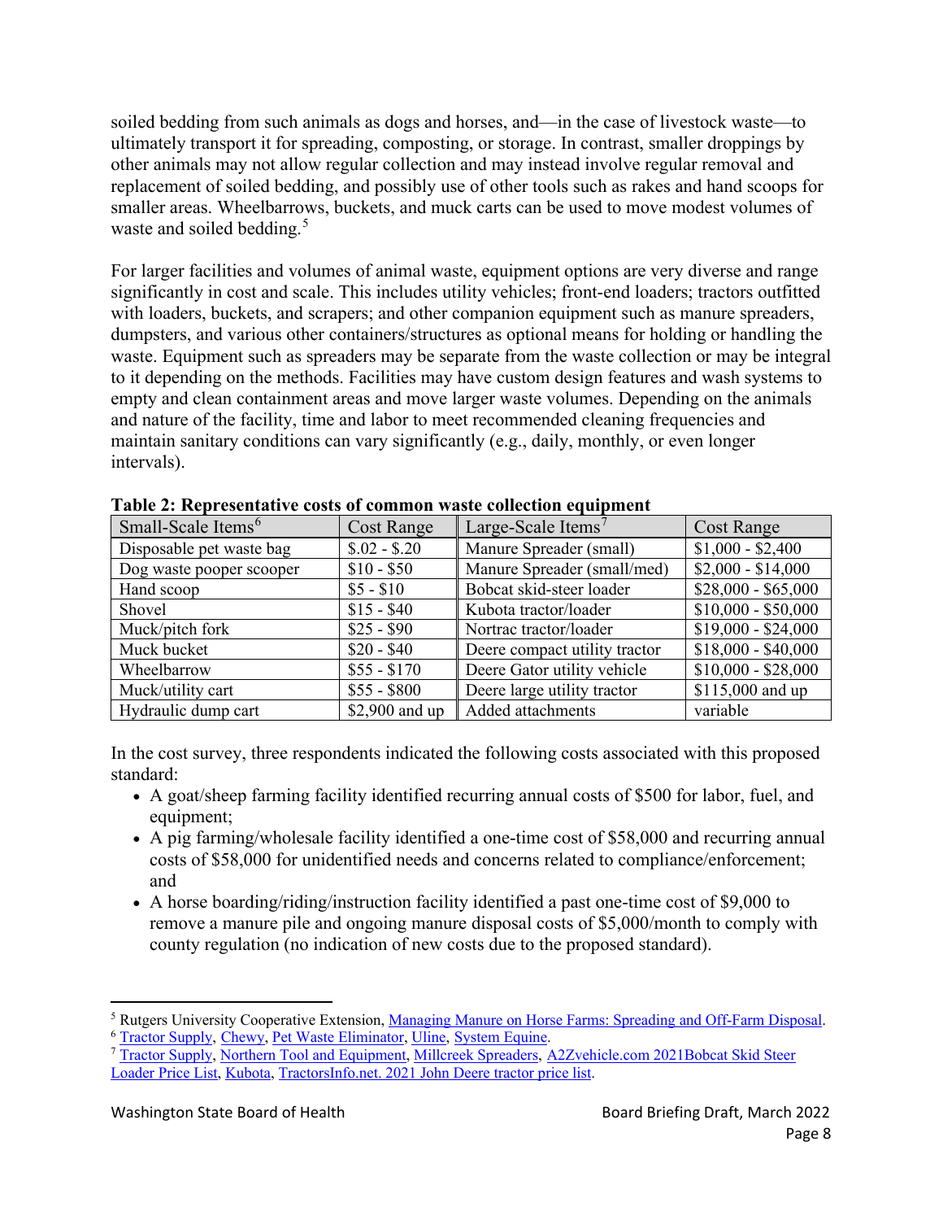soiled bedding from such animals as dogs and horses, and—in the case of livestock waste—to ultimately transport it for spreading, composting, or storage. In contrast, smaller droppings by other animals may not allow regular collection and may instead involve regular removal and replacement of soiled bedding, and possibly use of other tools such as rakes and hand scoops for smaller areas. Wheelbarrows, buckets, and muck carts can be used to move modest volumes of waste and soiled bedding.[5]

For larger facilities and volumes of animal waste, equipment options are very diverse and range significantly in cost and scale. This includes utility vehicles; front-end loaders; tractors outfitted with loaders, buckets, and scrapers; and other companion equipment such as manure spreaders, dumpsters, and various other containers/structures as optional means for holding or handling the waste. Equipment such as spreaders may be separate from the waste collection or may be integral to it depending on the methods. Facilities may have custom design features and wash systems to empty and clean containment areas and move larger waste volumes. Depending on the animals and nature of the facility, time and labor to meet recommended cleaning frequencies and maintain sanitary conditions can vary significantly (e.g., daily, monthly, or even longer intervals).

**Table 2: Representative costs of common waste collection equipment**

| Small-Scale Items[6] | Cost Range | Large-Scale Items[7] | Cost Range |
|---|---|---|---|
| Disposable pet waste bag | $.02 - $.20 | Manure Spreader (small) | $1,000 - $2,400 |
| Dog waste pooper scooper | $10 - $50 | Manure Spreader (small/med) | $2,000 - $14,000 |
| Hand scoop | $5 - $10 | Bobcat skid-steer loader | $28,000 - $65,000 |
| Shovel | $15 - $40 | Kubota tractor/loader | $10,000 - $50,000 |
| Muck/pitch fork | $25 - $90 | Nortrac tractor/loader | $19,000 - $24,000 |
| Muck bucket | $20 - $40 | Deere compact utility tractor | $18,000 - $40,000 |
| Wheelbarrow | $55 - $170 | Deere Gator utility vehicle | $10,000 - $28,000 |
| Muck/utility cart | $55 - $800 | Deere large utility tractor | $115,000 and up |
| Hydraulic dump cart | $2,900 and up | Added attachments | variable |

In the cost survey, three respondents indicated the following costs associated with this proposed standard:

- A goat/sheep farming facility identified recurring annual costs of $500 for labor, fuel, and equipment;
- A pig farming/wholesale facility identified a one-time cost of $58,000 and recurring annual costs of $58,000 for unidentified needs and concerns related to compliance/enforcement; and
- A horse boarding/riding/instruction facility identified a past one-time cost of $9,000 to remove a manure pile and ongoing manure disposal costs of $5,000/month to comply with county regulation (no indication of new costs due to the proposed standard).

---

[5] Rutgers University Cooperative Extension, Managing Manure on Horse Farms: Spreading and Off-Farm Disposal.

[6] Tractor Supply, Chewy, Pet Waste Eliminator, Uline, System Equine.

[7] Tractor Supply, Northern Tool and Equipment, Millcreek Spreaders, A2Zvehicle.com 2021Bobcat Skid Steer Loader Price List, Kubota, TractorsInfo.net. 2021 John Deere tractor price list.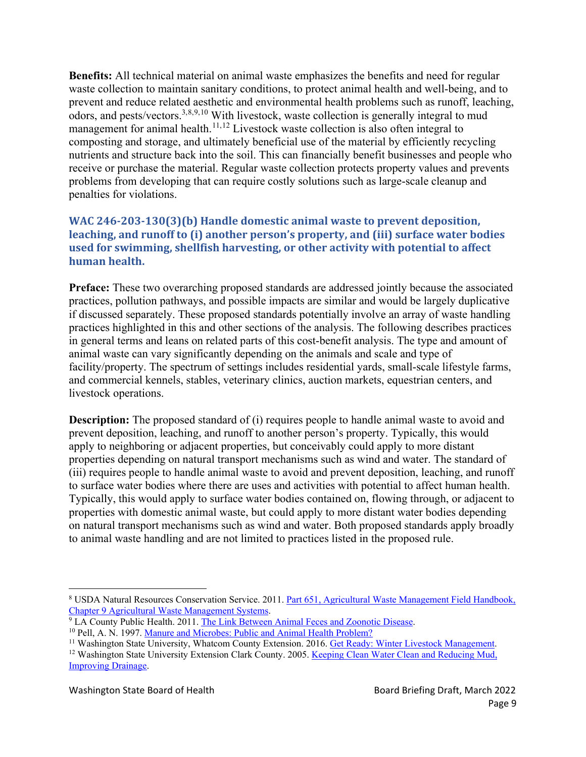**Benefits:** All technical material on animal waste emphasizes the benefits and need for regular waste collection to maintain sanitary conditions, to protect animal health and well-being, and to prevent and reduce related aesthetic and environmental health problems such as runoff, leaching, odors, and pests/vectors.[3,8,9,10] With livestock, waste collection is generally integral to mud management for animal health.[11,12] Livestock waste collection is also often integral to composting and storage, and ultimately beneficial use of the material by efficiently recycling nutrients and structure back into the soil. This can financially benefit businesses and people who receive or purchase the material. Regular waste collection protects property values and prevents problems from developing that can require costly solutions such as large-scale cleanup and penalties for violations.

### WAC 246-203-130(3)(b) Handle domestic animal waste to prevent deposition, leaching, and runoff to (i) another person's property, and (iii) surface water bodies used for swimming, shellfish harvesting, or other activity with potential to affect human health.

**Preface:** These two overarching proposed standards are addressed jointly because the associated practices, pollution pathways, and possible impacts are similar and would be largely duplicative if discussed separately. These proposed standards potentially involve an array of waste handling practices highlighted in this and other sections of the analysis. The following describes practices in general terms and leans on related parts of this cost-benefit analysis. The type and amount of animal waste can vary significantly depending on the animals and scale and type of facility/property. The spectrum of settings includes residential yards, small-scale lifestyle farms, and commercial kennels, stables, veterinary clinics, auction markets, equestrian centers, and livestock operations.

**Description:** The proposed standard of (i) requires people to handle animal waste to avoid and prevent deposition, leaching, and runoff to another person's property. Typically, this would apply to neighboring or adjacent properties, but conceivably could apply to more distant properties depending on natural transport mechanisms such as wind and water. The standard of (iii) requires people to handle animal waste to avoid and prevent deposition, leaching, and runoff to surface water bodies where there are uses and activities with potential to affect human health. Typically, this would apply to surface water bodies contained on, flowing through, or adjacent to properties with domestic animal waste, but could apply to more distant water bodies depending on natural transport mechanisms such as wind and water. Both proposed standards apply broadly to animal waste handling and are not limited to practices listed in the proposed rule.

---

[8] USDA Natural Resources Conservation Service. 2011. Part 651, Agricultural Waste Management Field Handbook, Chapter 9 Agricultural Waste Management Systems.

[9] LA County Public Health. 2011. The Link Between Animal Feces and Zoonotic Disease.

[10] Pell, A. N. 1997. Manure and Microbes: Public and Animal Health Problem?

[11] Washington State University, Whatcom County Extension. 2016. Get Ready: Winter Livestock Management.

[12] Washington State University Extension Clark County. 2005. Keeping Clean Water Clean and Reducing Mud, Improving Drainage.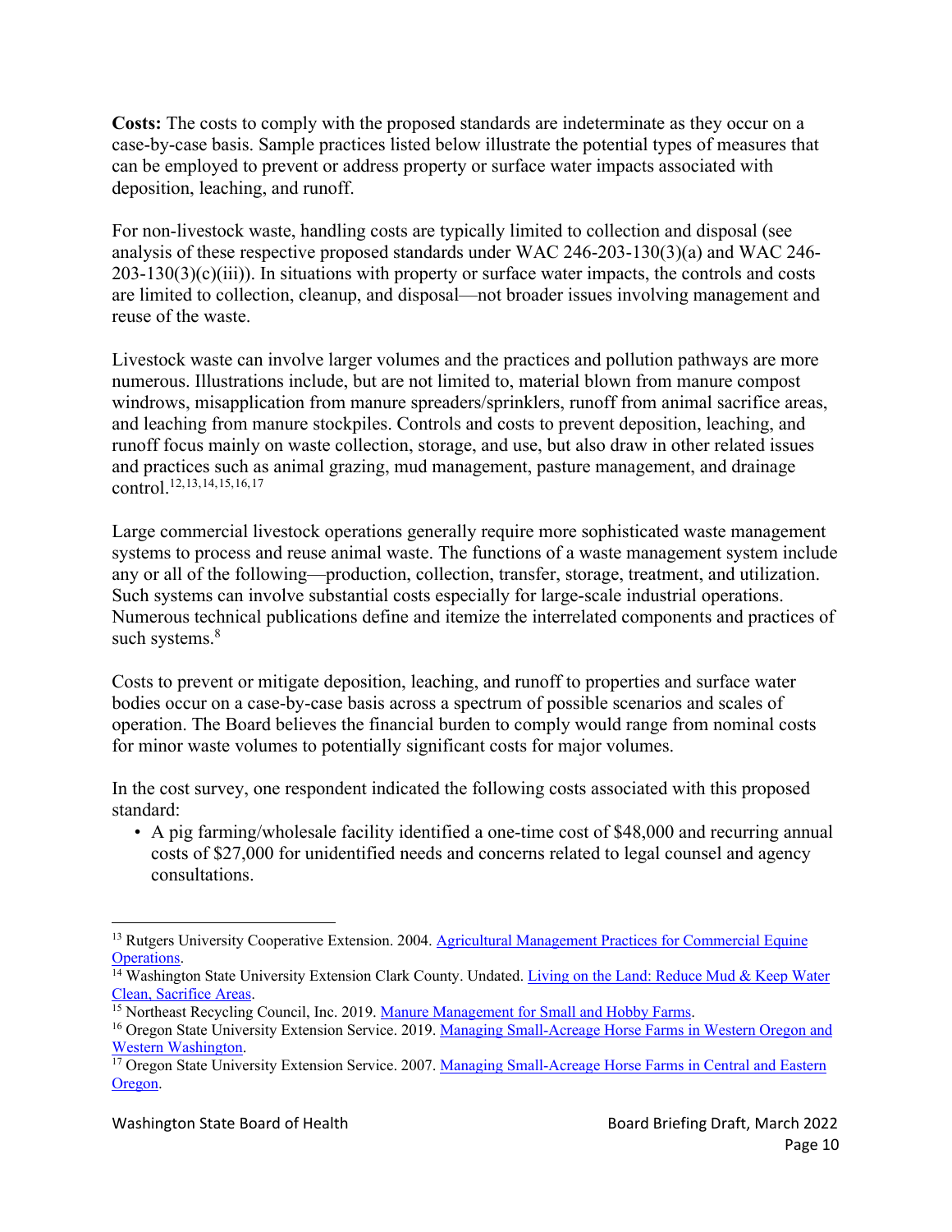**Costs:** The costs to comply with the proposed standards are indeterminate as they occur on a case-by-case basis. Sample practices listed below illustrate the potential types of measures that can be employed to prevent or address property or surface water impacts associated with deposition, leaching, and runoff.

For non-livestock waste, handling costs are typically limited to collection and disposal (see analysis of these respective proposed standards under WAC 246-203-130(3)(a) and WAC 246-203-130(3)(c)(iii)). In situations with property or surface water impacts, the controls and costs are limited to collection, cleanup, and disposal—not broader issues involving management and reuse of the waste.

Livestock waste can involve larger volumes and the practices and pollution pathways are more numerous. Illustrations include, but are not limited to, material blown from manure compost windrows, misapplication from manure spreaders/sprinklers, runoff from animal sacrifice areas, and leaching from manure stockpiles. Controls and costs to prevent deposition, leaching, and runoff focus mainly on waste collection, storage, and use, but also draw in other related issues and practices such as animal grazing, mud management, pasture management, and drainage control.[12,13,14,15,16,17]

Large commercial livestock operations generally require more sophisticated waste management systems to process and reuse animal waste. The functions of a waste management system include any or all of the following—production, collection, transfer, storage, treatment, and utilization. Such systems can involve substantial costs especially for large-scale industrial operations. Numerous technical publications define and itemize the interrelated components and practices of such systems.[8]

Costs to prevent or mitigate deposition, leaching, and runoff to properties and surface water bodies occur on a case-by-case basis across a spectrum of possible scenarios and scales of operation. The Board believes the financial burden to comply would range from nominal costs for minor waste volumes to potentially significant costs for major volumes.

In the cost survey, one respondent indicated the following costs associated with this proposed standard:

- A pig farming/wholesale facility identified a one-time cost of $48,000 and recurring annual costs of $27,000 for unidentified needs and concerns related to legal counsel and agency consultations.

---

[13] Rutgers University Cooperative Extension. 2004. Agricultural Management Practices for Commercial Equine Operations.

[14] Washington State University Extension Clark County. Undated. Living on the Land: Reduce Mud & Keep Water Clean, Sacrifice Areas.

[15] Northeast Recycling Council, Inc. 2019. Manure Management for Small and Hobby Farms.

[16] Oregon State University Extension Service. 2019. Managing Small-Acreage Horse Farms in Western Oregon and Western Washington.

[17] Oregon State University Extension Service. 2007. Managing Small-Acreage Horse Farms in Central and Eastern Oregon.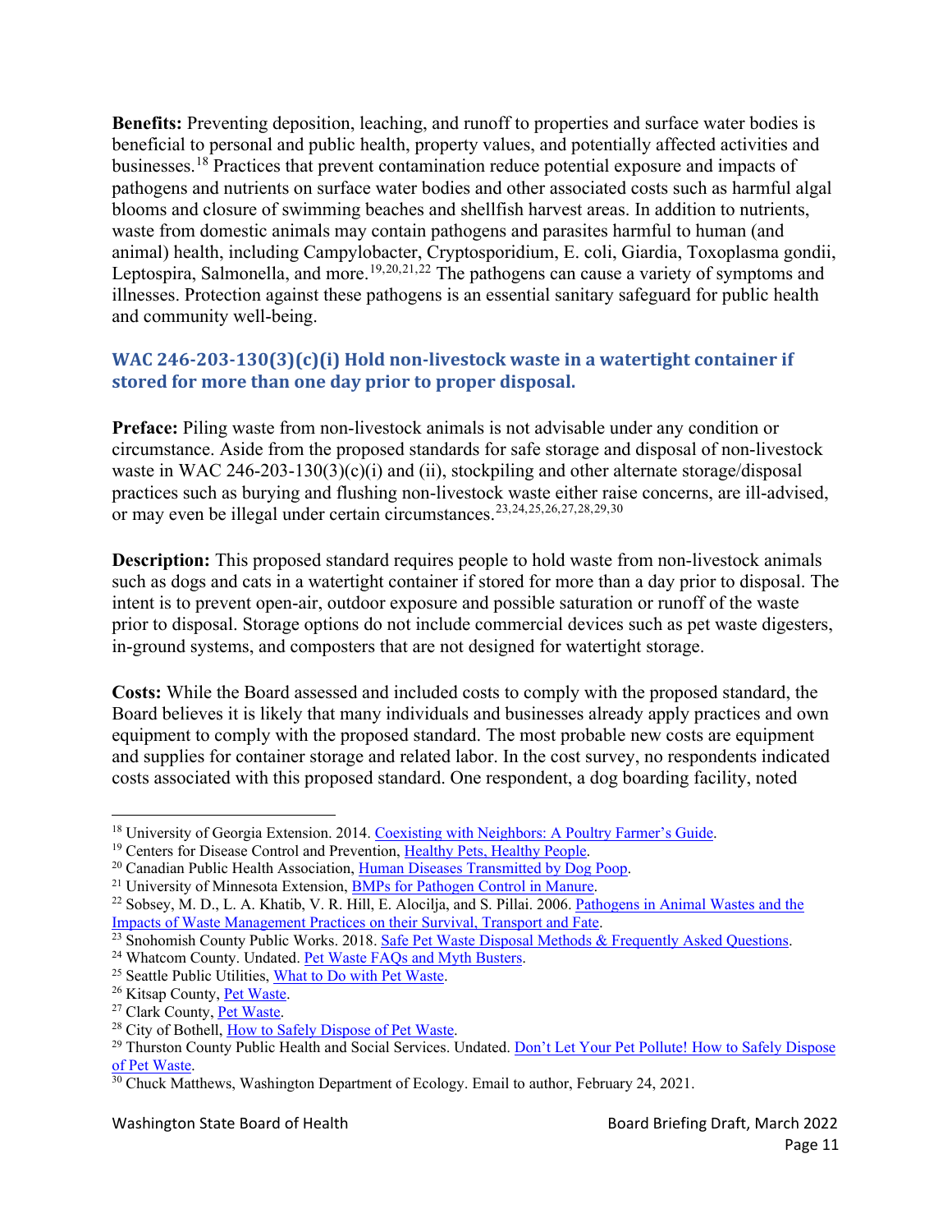**Benefits:** Preventing deposition, leaching, and runoff to properties and surface water bodies is beneficial to personal and public health, property values, and potentially affected activities and businesses.[18] Practices that prevent contamination reduce potential exposure and impacts of pathogens and nutrients on surface water bodies and other associated costs such as harmful algal blooms and closure of swimming beaches and shellfish harvest areas. In addition to nutrients, waste from domestic animals may contain pathogens and parasites harmful to human (and animal) health, including Campylobacter, Cryptosporidium, E. coli, Giardia, Toxoplasma gondii, Leptospira, Salmonella, and more.[19,20,21,22] The pathogens can cause a variety of symptoms and illnesses. Protection against these pathogens is an essential sanitary safeguard for public health and community well-being.

### WAC 246-203-130(3)(c)(i) Hold non-livestock waste in a watertight container if stored for more than one day prior to proper disposal.

**Preface:** Piling waste from non-livestock animals is not advisable under any condition or circumstance. Aside from the proposed standards for safe storage and disposal of non-livestock waste in WAC 246-203-130(3)(c)(i) and (ii), stockpiling and other alternate storage/disposal practices such as burying and flushing non-livestock waste either raise concerns, are ill-advised, or may even be illegal under certain circumstances.[23,24,25,26,27,28,29,30]

**Description:** This proposed standard requires people to hold waste from non-livestock animals such as dogs and cats in a watertight container if stored for more than a day prior to disposal. The intent is to prevent open-air, outdoor exposure and possible saturation or runoff of the waste prior to disposal. Storage options do not include commercial devices such as pet waste digesters, in-ground systems, and composters that are not designed for watertight storage.

**Costs:** While the Board assessed and included costs to comply with the proposed standard, the Board believes it is likely that many individuals and businesses already apply practices and own equipment to comply with the proposed standard. The most probable new costs are equipment and supplies for container storage and related labor. In the cost survey, no respondents indicated costs associated with this proposed standard. One respondent, a dog boarding facility, noted

---

[18] University of Georgia Extension. 2014. Coexisting with Neighbors: A Poultry Farmer's Guide.
[19] Centers for Disease Control and Prevention, Healthy Pets, Healthy People.
[20] Canadian Public Health Association, Human Diseases Transmitted by Dog Poop.
[21] University of Minnesota Extension, BMPs for Pathogen Control in Manure.
[22] Sobsey, M. D., L. A. Khatib, V. R. Hill, E. Alocilja, and S. Pillai. 2006. Pathogens in Animal Wastes and the Impacts of Waste Management Practices on their Survival, Transport and Fate.
[23] Snohomish County Public Works. 2018. Safe Pet Waste Disposal Methods & Frequently Asked Questions.
[24] Whatcom County. Undated. Pet Waste FAQs and Myth Busters.
[25] Seattle Public Utilities, What to Do with Pet Waste.
[26] Kitsap County, Pet Waste.
[27] Clark County, Pet Waste.
[28] City of Bothell, How to Safely Dispose of Pet Waste.
[29] Thurston County Public Health and Social Services. Undated. Don't Let Your Pet Pollute! How to Safely Dispose of Pet Waste.
[30] Chuck Matthews, Washington Department of Ecology. Email to author, February 24, 2021.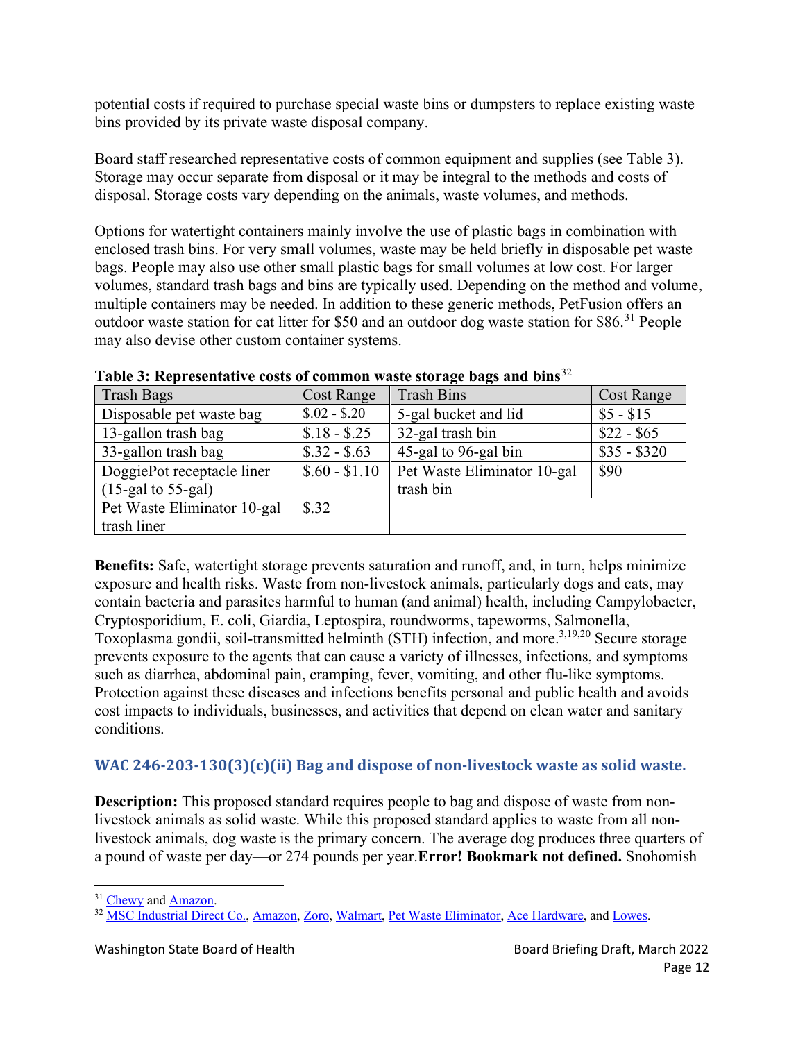potential costs if required to purchase special waste bins or dumpsters to replace existing waste bins provided by its private waste disposal company.

Board staff researched representative costs of common equipment and supplies (see Table 3). Storage may occur separate from disposal or it may be integral to the methods and costs of disposal. Storage costs vary depending on the animals, waste volumes, and methods.

Options for watertight containers mainly involve the use of plastic bags in combination with enclosed trash bins. For very small volumes, waste may be held briefly in disposable pet waste bags. People may also use other small plastic bags for small volumes at low cost. For larger volumes, standard trash bags and bins are typically used. Depending on the method and volume, multiple containers may be needed. In addition to these generic methods, PetFusion offers an outdoor waste station for cat litter for $50 and an outdoor dog waste station for $86.[31] People may also devise other custom container systems.

**Table 3: Representative costs of common waste storage bags and bins**[32]

| Trash Bags | Cost Range | Trash Bins | Cost Range |
|---|---|---|---|
| Disposable pet waste bag | $.02 - $.20 | 5-gal bucket and lid | $5 - $15 |
| 13-gallon trash bag | $.18 - $.25 | 32-gal trash bin | $22 - $65 |
| 33-gallon trash bag | $.32 - $.63 | 45-gal to 96-gal bin | $35 - $320 |
| DoggiePot receptacle liner (15-gal to 55-gal) | $.60 - $1.10 | Pet Waste Eliminator 10-gal trash bin | $90 |
| Pet Waste Eliminator 10-gal trash liner | $.32 | | |

**Benefits:** Safe, watertight storage prevents saturation and runoff, and, in turn, helps minimize exposure and health risks. Waste from non-livestock animals, particularly dogs and cats, may contain bacteria and parasites harmful to human (and animal) health, including Campylobacter, Cryptosporidium, E. coli, Giardia, Leptospira, roundworms, tapeworms, Salmonella, Toxoplasma gondii, soil-transmitted helminth (STH) infection, and more.[3,19,20] Secure storage prevents exposure to the agents that can cause a variety of illnesses, infections, and symptoms such as diarrhea, abdominal pain, cramping, fever, vomiting, and other flu-like symptoms. Protection against these diseases and infections benefits personal and public health and avoids cost impacts to individuals, businesses, and activities that depend on clean water and sanitary conditions.

### WAC 246-203-130(3)(c)(ii) Bag and dispose of non-livestock waste as solid waste.

**Description:** This proposed standard requires people to bag and dispose of waste from non-livestock animals as solid waste. While this proposed standard applies to waste from all non-livestock animals, dog waste is the primary concern. The average dog produces three quarters of a pound of waste per day—or 274 pounds per year.**Error! Bookmark not defined.** Snohomish

[31] Chewy and Amazon.

[32] MSC Industrial Direct Co., Amazon, Zoro, Walmart, Pet Waste Eliminator, Ace Hardware, and Lowes.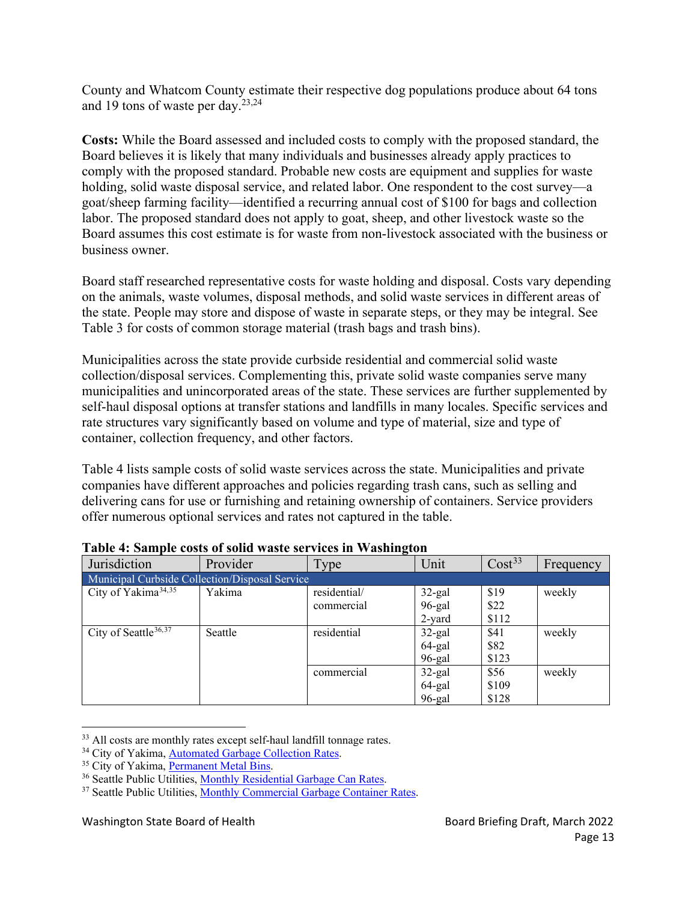County and Whatcom County estimate their respective dog populations produce about 64 tons and 19 tons of waste per day.[23,24]

**Costs:** While the Board assessed and included costs to comply with the proposed standard, the Board believes it is likely that many individuals and businesses already apply practices to comply with the proposed standard. Probable new costs are equipment and supplies for waste holding, solid waste disposal service, and related labor. One respondent to the cost survey—a goat/sheep farming facility—identified a recurring annual cost of $100 for bags and collection labor. The proposed standard does not apply to goat, sheep, and other livestock waste so the Board assumes this cost estimate is for waste from non-livestock associated with the business or business owner.

Board staff researched representative costs for waste holding and disposal. Costs vary depending on the animals, waste volumes, disposal methods, and solid waste services in different areas of the state. People may store and dispose of waste in separate steps, or they may be integral. See Table 3 for costs of common storage material (trash bags and trash bins).

Municipalities across the state provide curbside residential and commercial solid waste collection/disposal services. Complementing this, private solid waste companies serve many municipalities and unincorporated areas of the state. These services are further supplemented by self-haul disposal options at transfer stations and landfills in many locales. Specific services and rate structures vary significantly based on volume and type of material, size and type of container, collection frequency, and other factors.

Table 4 lists sample costs of solid waste services across the state. Municipalities and private companies have different approaches and policies regarding trash cans, such as selling and delivering cans for use or furnishing and retaining ownership of containers. Service providers offer numerous optional services and rates not captured in the table.

**Table 4: Sample costs of solid waste services in Washington**

| Jurisdiction | Provider | Type | Unit | Cost[33] | Frequency |
|---|---|---|---|---|---|
| Municipal Curbside Collection/Disposal Service | | | | | |
| City of Yakima[34,35] | Yakima | residential/ commercial | 32-gal<br>96-gal<br>2-yard | $19<br>$22<br>$112 | weekly |
| City of Seattle[36,37] | Seattle | residential | 32-gal<br>64-gal<br>96-gal | $41<br>$82<br>$123 | weekly |
| | | commercial | 32-gal<br>64-gal<br>96-gal | $56<br>$109<br>$128 | weekly |

[33] All costs are monthly rates except self-haul landfill tonnage rates.
[34] City of Yakima, Automated Garbage Collection Rates.
[35] City of Yakima, Permanent Metal Bins.
[36] Seattle Public Utilities, Monthly Residential Garbage Can Rates.
[37] Seattle Public Utilities, Monthly Commercial Garbage Container Rates.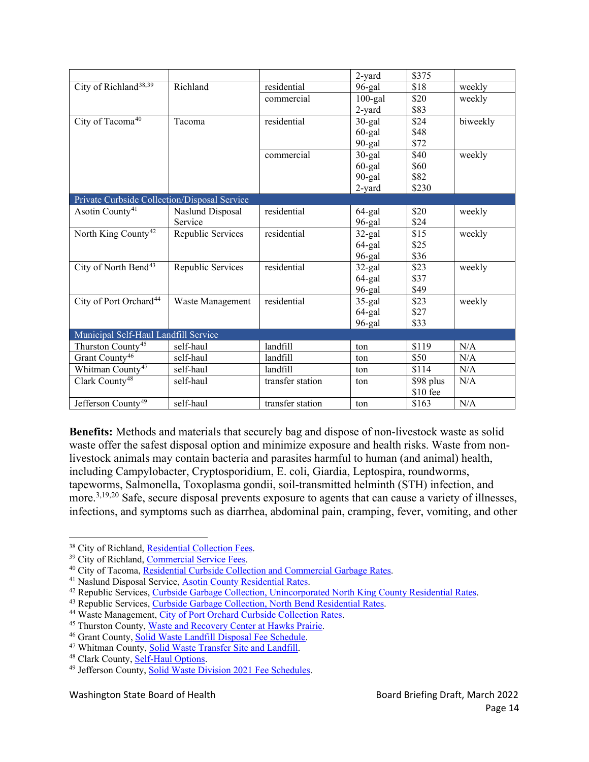| | | | 2-yard | $375 | |
|---|---|---|---|---|---|
| City of Richland[38,39] | Richland | residential | 96-gal | $18 | weekly |
| | | commercial | 100-gal<br>2-yard | $20<br>$83 | weekly |
| City of Tacoma[40] | Tacoma | residential | 30-gal<br>60-gal<br>90-gal | $24<br>$48<br>$72 | biweekly |
| | | commercial | 30-gal<br>60-gal<br>90-gal<br>2-yard | $40<br>$60<br>$82<br>$230 | weekly |
| Private Curbside Collection/Disposal Service | | | | | |
| Asotin County[41] | Naslund Disposal Service | residential | 64-gal<br>96-gal | $20<br>$24 | weekly |
| North King County[42] | Republic Services | residential | 32-gal<br>64-gal<br>96-gal | $15<br>$25<br>$36 | weekly |
| City of North Bend[43] | Republic Services | residential | 32-gal<br>64-gal<br>96-gal | $23<br>$37<br>$49 | weekly |
| City of Port Orchard[44] | Waste Management | residential | 35-gal<br>64-gal<br>96-gal | $23<br>$27<br>$33 | weekly |
| Municipal Self-Haul Landfill Service | | | | | |
| Thurston County[45] | self-haul | landfill | ton | $119 | N/A |
| Grant County[46] | self-haul | landfill | ton | $50 | N/A |
| Whitman County[47] | self-haul | landfill | ton | $114 | N/A |
| Clark County[48] | self-haul | transfer station | ton | $98 plus $10 fee | N/A |
| Jefferson County[49] | self-haul | transfer station | ton | $163 | N/A |

**Benefits:** Methods and materials that securely bag and dispose of non-livestock waste as solid waste offer the safest disposal option and minimize exposure and health risks. Waste from non-livestock animals may contain bacteria and parasites harmful to human (and animal) health, including Campylobacter, Cryptosporidium, E. coli, Giardia, Leptospira, roundworms, tapeworms, Salmonella, Toxoplasma gondii, soil-transmitted helminth (STH) infection, and more.[3,19,20] Safe, secure disposal prevents exposure to agents that can cause a variety of illnesses, infections, and symptoms such as diarrhea, abdominal pain, cramping, fever, vomiting, and other

---

[38] City of Richland, Residential Collection Fees.
[39] City of Richland, Commercial Service Fees.
[40] City of Tacoma, Residential Curbside Collection and Commercial Garbage Rates.
[41] Naslund Disposal Service, Asotin County Residential Rates.
[42] Republic Services, Curbside Garbage Collection, Unincorporated North King County Residential Rates.
[43] Republic Services, Curbside Garbage Collection, North Bend Residential Rates.
[44] Waste Management, City of Port Orchard Curbside Collection Rates.
[45] Thurston County, Waste and Recovery Center at Hawks Prairie.
[46] Grant County, Solid Waste Landfill Disposal Fee Schedule.
[47] Whitman County, Solid Waste Transfer Site and Landfill.
[48] Clark County, Self-Haul Options.
[49] Jefferson County, Solid Waste Division 2021 Fee Schedules.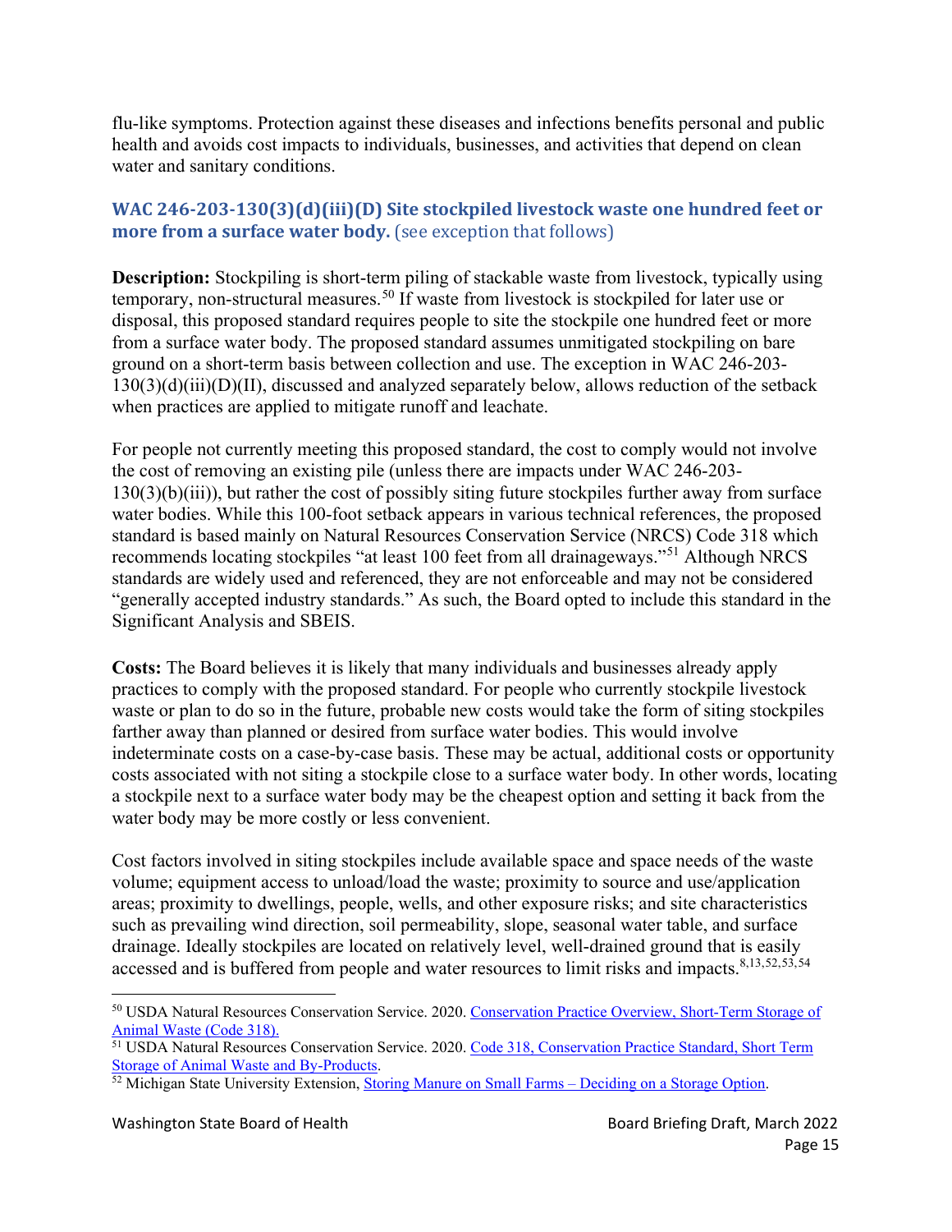flu-like symptoms. Protection against these diseases and infections benefits personal and public health and avoids cost impacts to individuals, businesses, and activities that depend on clean water and sanitary conditions.

### WAC 246-203-130(3)(d)(iii)(D) Site stockpiled livestock waste one hundred feet or more from a surface water body. (see exception that follows)

**Description:** Stockpiling is short-term piling of stackable waste from livestock, typically using temporary, non-structural measures.[50] If waste from livestock is stockpiled for later use or disposal, this proposed standard requires people to site the stockpile one hundred feet or more from a surface water body. The proposed standard assumes unmitigated stockpiling on bare ground on a short-term basis between collection and use. The exception in WAC 246-203-130(3)(d)(iii)(D)(II), discussed and analyzed separately below, allows reduction of the setback when practices are applied to mitigate runoff and leachate.

For people not currently meeting this proposed standard, the cost to comply would not involve the cost of removing an existing pile (unless there are impacts under WAC 246-203-130(3)(b)(iii)), but rather the cost of possibly siting future stockpiles further away from surface water bodies. While this 100-foot setback appears in various technical references, the proposed standard is based mainly on Natural Resources Conservation Service (NRCS) Code 318 which recommends locating stockpiles "at least 100 feet from all drainageways."[51] Although NRCS standards are widely used and referenced, they are not enforceable and may not be considered "generally accepted industry standards." As such, the Board opted to include this standard in the Significant Analysis and SBEIS.

**Costs:** The Board believes it is likely that many individuals and businesses already apply practices to comply with the proposed standard. For people who currently stockpile livestock waste or plan to do so in the future, probable new costs would take the form of siting stockpiles farther away than planned or desired from surface water bodies. This would involve indeterminate costs on a case-by-case basis. These may be actual, additional costs or opportunity costs associated with not siting a stockpile close to a surface water body. In other words, locating a stockpile next to a surface water body may be the cheapest option and setting it back from the water body may be more costly or less convenient.

Cost factors involved in siting stockpiles include available space and space needs of the waste volume; equipment access to unload/load the waste; proximity to source and use/application areas; proximity to dwellings, people, wells, and other exposure risks; and site characteristics such as prevailing wind direction, soil permeability, slope, seasonal water table, and surface drainage. Ideally stockpiles are located on relatively level, well-drained ground that is easily accessed and is buffered from people and water resources to limit risks and impacts.[8,13,52,53,54]

---

[50] USDA Natural Resources Conservation Service. 2020. Conservation Practice Overview, Short-Term Storage of Animal Waste (Code 318).

[51] USDA Natural Resources Conservation Service. 2020. Code 318, Conservation Practice Standard, Short Term Storage of Animal Waste and By-Products.

[52] Michigan State University Extension, Storing Manure on Small Farms – Deciding on a Storage Option.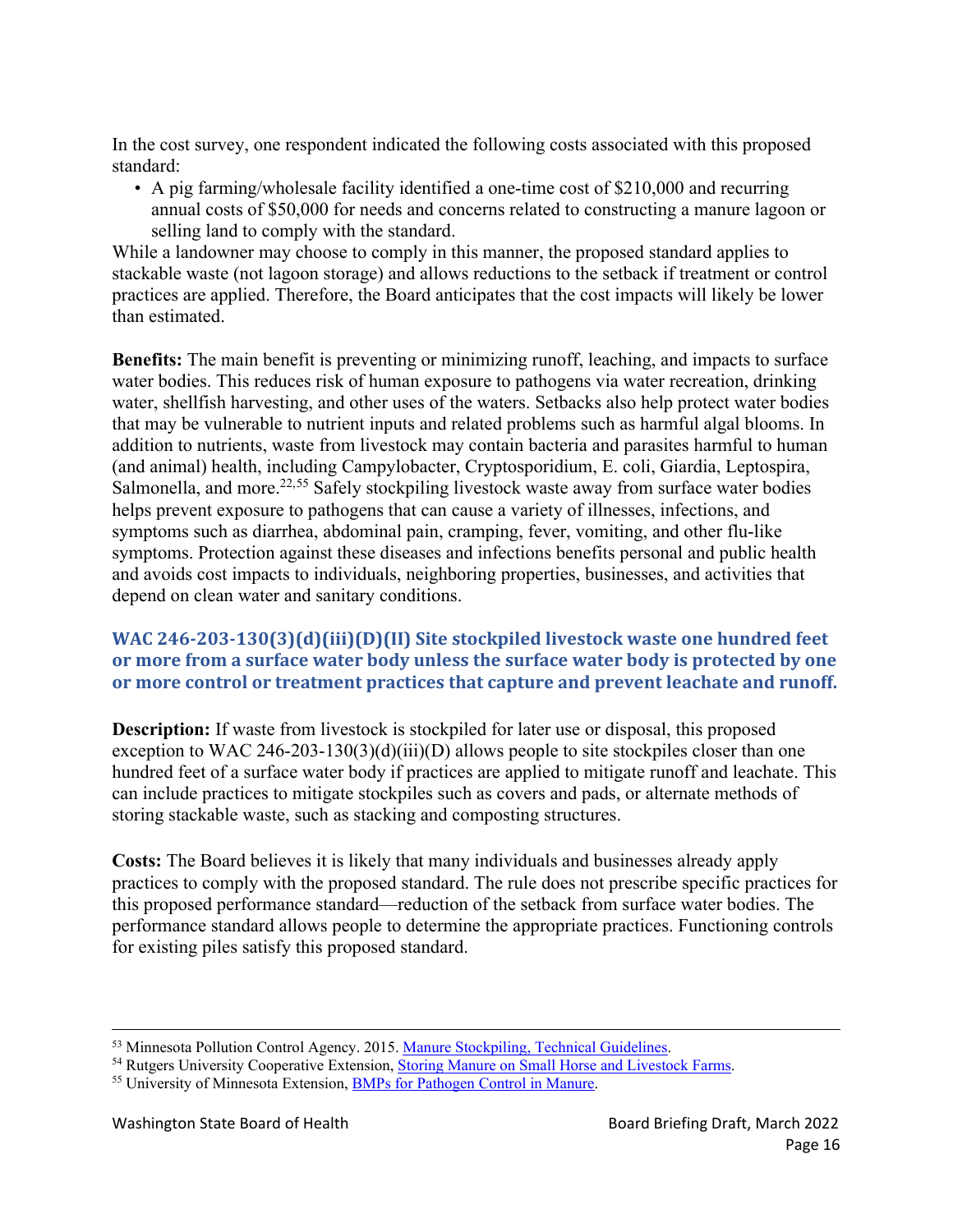In the cost survey, one respondent indicated the following costs associated with this proposed standard:

- A pig farming/wholesale facility identified a one-time cost of $210,000 and recurring annual costs of $50,000 for needs and concerns related to constructing a manure lagoon or selling land to comply with the standard.

While a landowner may choose to comply in this manner, the proposed standard applies to stackable waste (not lagoon storage) and allows reductions to the setback if treatment or control practices are applied. Therefore, the Board anticipates that the cost impacts will likely be lower than estimated.

**Benefits:** The main benefit is preventing or minimizing runoff, leaching, and impacts to surface water bodies. This reduces risk of human exposure to pathogens via water recreation, drinking water, shellfish harvesting, and other uses of the waters. Setbacks also help protect water bodies that may be vulnerable to nutrient inputs and related problems such as harmful algal blooms. In addition to nutrients, waste from livestock may contain bacteria and parasites harmful to human (and animal) health, including Campylobacter, Cryptosporidium, E. coli, Giardia, Leptospira, Salmonella, and more.[22,55] Safely stockpiling livestock waste away from surface water bodies helps prevent exposure to pathogens that can cause a variety of illnesses, infections, and symptoms such as diarrhea, abdominal pain, cramping, fever, vomiting, and other flu-like symptoms. Protection against these diseases and infections benefits personal and public health and avoids cost impacts to individuals, neighboring properties, businesses, and activities that depend on clean water and sanitary conditions.

### WAC 246-203-130(3)(d)(iii)(D)(II) Site stockpiled livestock waste one hundred feet or more from a surface water body unless the surface water body is protected by one or more control or treatment practices that capture and prevent leachate and runoff.

**Description:** If waste from livestock is stockpiled for later use or disposal, this proposed exception to WAC 246-203-130(3)(d)(iii)(D) allows people to site stockpiles closer than one hundred feet of a surface water body if practices are applied to mitigate runoff and leachate. This can include practices to mitigate stockpiles such as covers and pads, or alternate methods of storing stackable waste, such as stacking and composting structures.

**Costs:** The Board believes it is likely that many individuals and businesses already apply practices to comply with the proposed standard. The rule does not prescribe specific practices for this proposed performance standard—reduction of the setback from surface water bodies. The performance standard allows people to determine the appropriate practices. Functioning controls for existing piles satisfy this proposed standard.

---

[53] Minnesota Pollution Control Agency. 2015. Manure Stockpiling, Technical Guidelines.

[54] Rutgers University Cooperative Extension, Storing Manure on Small Horse and Livestock Farms.

[55] University of Minnesota Extension, BMPs for Pathogen Control in Manure.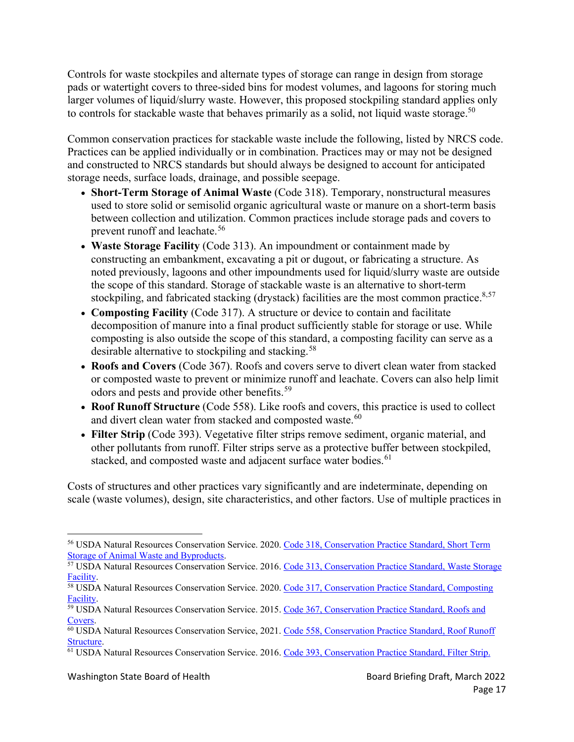Controls for waste stockpiles and alternate types of storage can range in design from storage pads or watertight covers to three-sided bins for modest volumes, and lagoons for storing much larger volumes of liquid/slurry waste. However, this proposed stockpiling standard applies only to controls for stackable waste that behaves primarily as a solid, not liquid waste storage.[50]

Common conservation practices for stackable waste include the following, listed by NRCS code. Practices can be applied individually or in combination. Practices may or may not be designed and constructed to NRCS standards but should always be designed to account for anticipated storage needs, surface loads, drainage, and possible seepage.

- **Short-Term Storage of Animal Waste** (Code 318). Temporary, nonstructural measures used to store solid or semisolid organic agricultural waste or manure on a short-term basis between collection and utilization. Common practices include storage pads and covers to prevent runoff and leachate.[56]
- **Waste Storage Facility** (Code 313). An impoundment or containment made by constructing an embankment, excavating a pit or dugout, or fabricating a structure. As noted previously, lagoons and other impoundments used for liquid/slurry waste are outside the scope of this standard. Storage of stackable waste is an alternative to short-term stockpiling, and fabricated stacking (drystack) facilities are the most common practice.[8,57]
- **Composting Facility** (Code 317). A structure or device to contain and facilitate decomposition of manure into a final product sufficiently stable for storage or use. While composting is also outside the scope of this standard, a composting facility can serve as a desirable alternative to stockpiling and stacking.[58]
- **Roofs and Covers** (Code 367). Roofs and covers serve to divert clean water from stacked or composted waste to prevent or minimize runoff and leachate. Covers can also help limit odors and pests and provide other benefits.[59]
- **Roof Runoff Structure** (Code 558). Like roofs and covers, this practice is used to collect and divert clean water from stacked and composted waste.[60]
- **Filter Strip** (Code 393). Vegetative filter strips remove sediment, organic material, and other pollutants from runoff. Filter strips serve as a protective buffer between stockpiled, stacked, and composted waste and adjacent surface water bodies.[61]

Costs of structures and other practices vary significantly and are indeterminate, depending on scale (waste volumes), design, site characteristics, and other factors. Use of multiple practices in

---

[56] USDA Natural Resources Conservation Service. 2020. Code 318, Conservation Practice Standard, Short Term Storage of Animal Waste and Byproducts.

[57] USDA Natural Resources Conservation Service. 2016. Code 313, Conservation Practice Standard, Waste Storage Facility.

[58] USDA Natural Resources Conservation Service. 2020. Code 317, Conservation Practice Standard, Composting Facility.

[59] USDA Natural Resources Conservation Service. 2015. Code 367, Conservation Practice Standard, Roofs and Covers.

[60] USDA Natural Resources Conservation Service, 2021. Code 558, Conservation Practice Standard, Roof Runoff Structure.

[61] USDA Natural Resources Conservation Service. 2016. Code 393, Conservation Practice Standard, Filter Strip.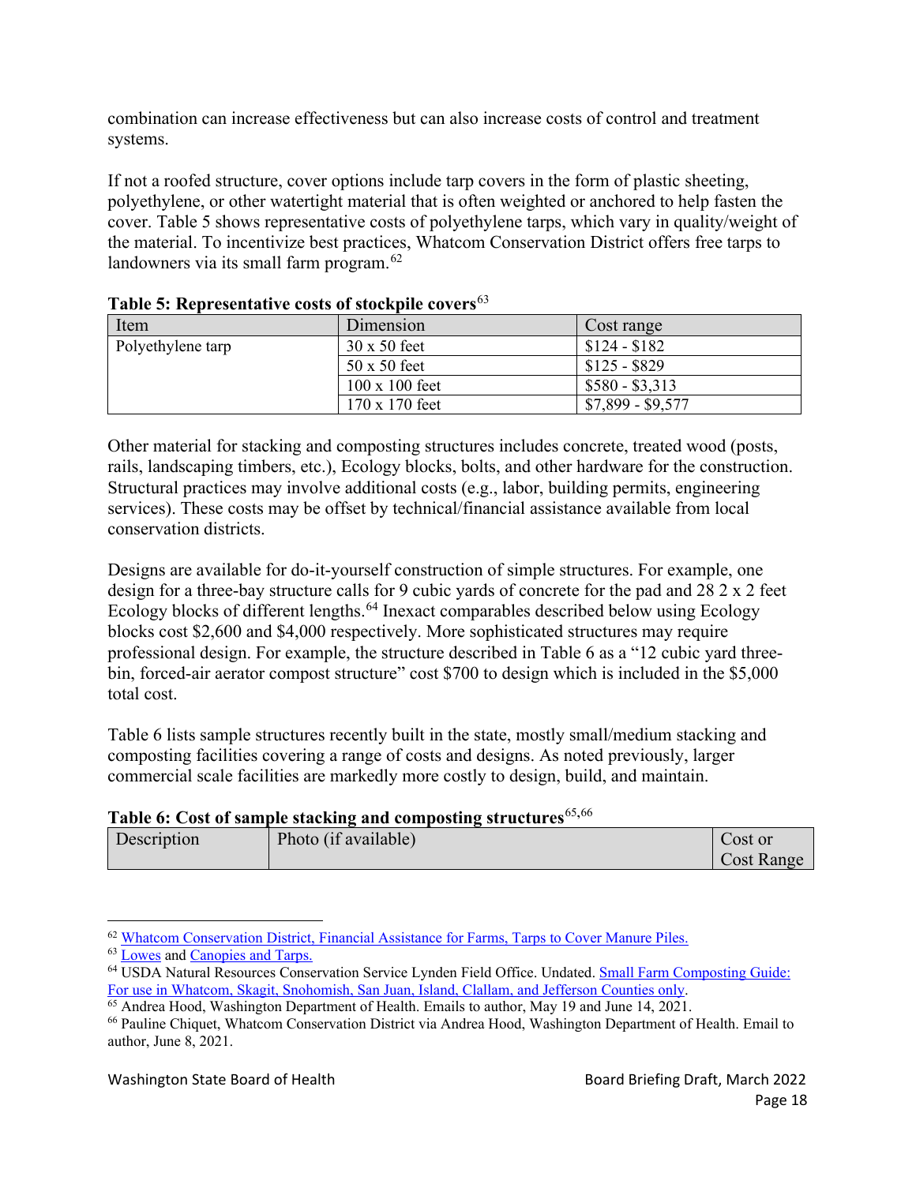combination can increase effectiveness but can also increase costs of control and treatment systems.

If not a roofed structure, cover options include tarp covers in the form of plastic sheeting, polyethylene, or other watertight material that is often weighted or anchored to help fasten the cover. Table 5 shows representative costs of polyethylene tarps, which vary in quality/weight of the material. To incentivize best practices, Whatcom Conservation District offers free tarps to landowners via its small farm program.[62]

**Table 5: Representative costs of stockpile covers**[63]

| Item | Dimension | Cost range |
|---|---|---|
| Polyethylene tarp | 30 x 50 feet | $124 - $182 |
| | 50 x 50 feet | $125 - $829 |
| | 100 x 100 feet | $580 - $3,313 |
| | 170 x 170 feet | $7,899 - $9,577 |

Other material for stacking and composting structures includes concrete, treated wood (posts, rails, landscaping timbers, etc.), Ecology blocks, bolts, and other hardware for the construction. Structural practices may involve additional costs (e.g., labor, building permits, engineering services). These costs may be offset by technical/financial assistance available from local conservation districts.

Designs are available for do-it-yourself construction of simple structures. For example, one design for a three-bay structure calls for 9 cubic yards of concrete for the pad and 28 2 x 2 feet Ecology blocks of different lengths.[64] Inexact comparables described below using Ecology blocks cost $2,600 and $4,000 respectively. More sophisticated structures may require professional design. For example, the structure described in Table 6 as a "12 cubic yard three-bin, forced-air aerator compost structure" cost $700 to design which is included in the $5,000 total cost.

Table 6 lists sample structures recently built in the state, mostly small/medium stacking and composting facilities covering a range of costs and designs. As noted previously, larger commercial scale facilities are markedly more costly to design, build, and maintain.

**Table 6: Cost of sample stacking and composting structures**[65,66]

| Description | Photo (if available) | Cost or Cost Range |
|---|---|---|

---

[62] Whatcom Conservation District, Financial Assistance for Farms, Tarps to Cover Manure Piles.

[63] Lowes and Canopies and Tarps.

[64] USDA Natural Resources Conservation Service Lynden Field Office. Undated. Small Farm Composting Guide: For use in Whatcom, Skagit, Snohomish, San Juan, Island, Clallam, and Jefferson Counties only.

[65] Andrea Hood, Washington Department of Health. Emails to author, May 19 and June 14, 2021.

[66] Pauline Chiquet, Whatcom Conservation District via Andrea Hood, Washington Department of Health. Email to author, June 8, 2021.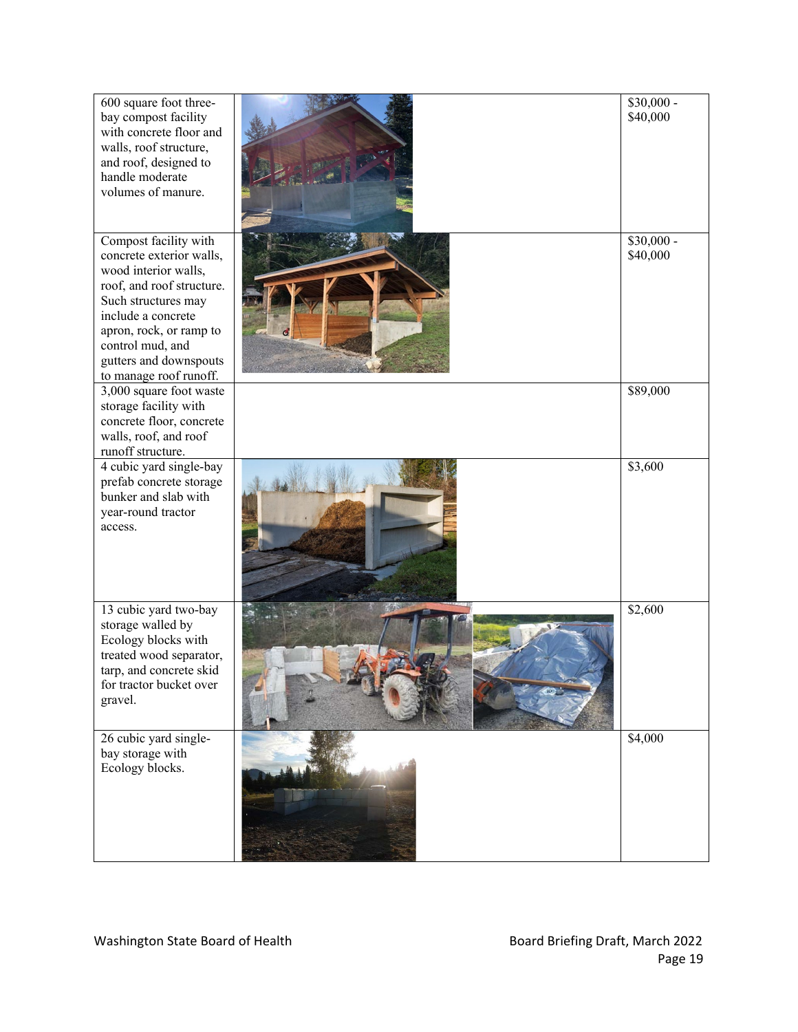| | | |
|---|---|---|
| 600 square foot three-bay compost facility with concrete floor and walls, roof structure, and roof, designed to handle moderate volumes of manure. | | \$30,000 - \$40,000 |
| Compost facility with concrete exterior walls, wood interior walls, roof, and roof structure. Such structures may include a concrete apron, rock, or ramp to control mud, and gutters and downspouts to manage roof runoff. | | \$30,000 - \$40,000 |
| 3,000 square foot waste storage facility with concrete floor, concrete walls, roof, and roof runoff structure. | | \$89,000 |
| 4 cubic yard single-bay prefab concrete storage bunker and slab with year-round tractor access. | | \$3,600 |
| 13 cubic yard two-bay storage walled by Ecology blocks with treated wood separator, tarp, and concrete skid for tractor bucket over gravel. | | \$2,600 |
| 26 cubic yard single-bay storage with Ecology blocks. | | \$4,000 |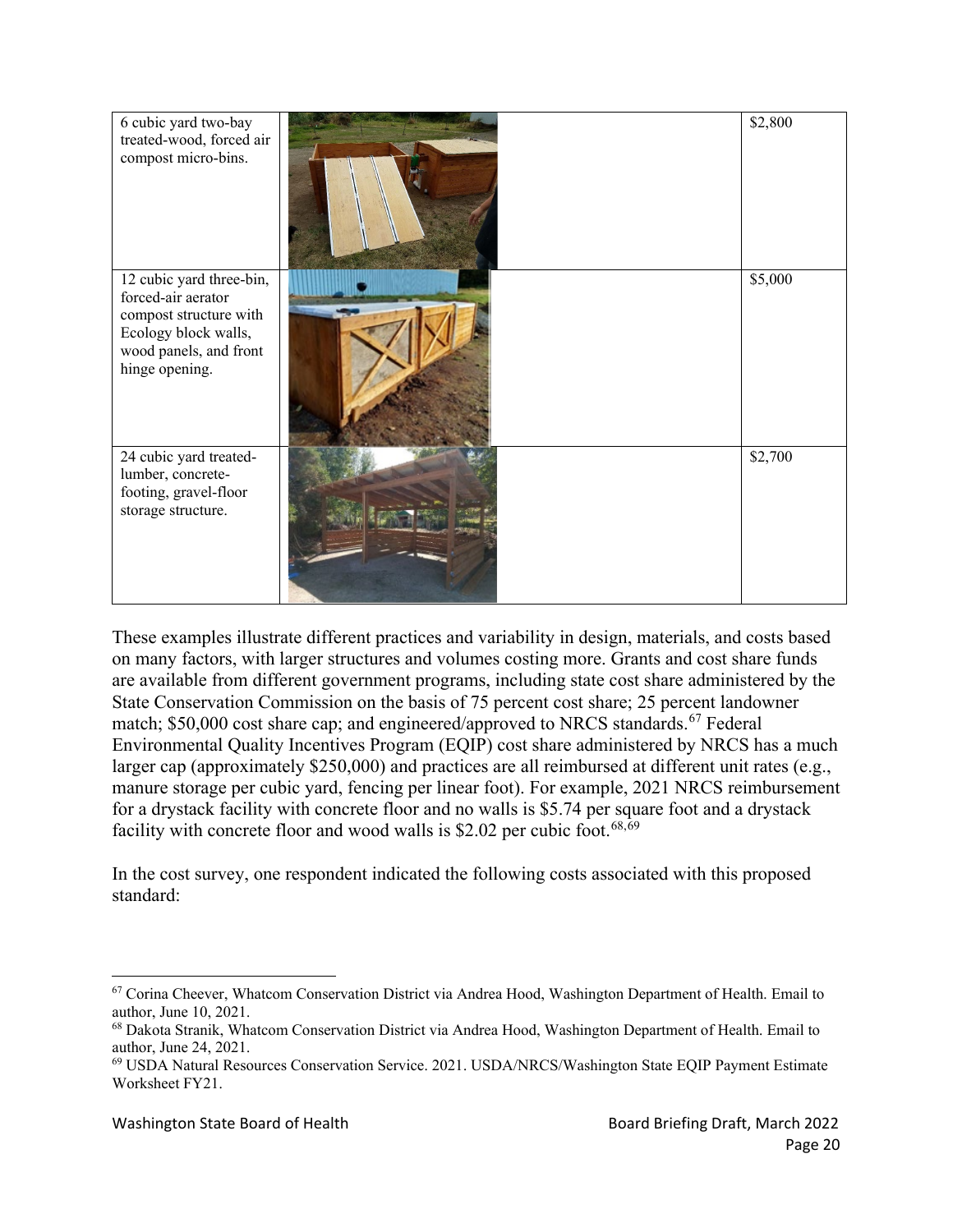| | | |
|---|---|---|
| 6 cubic yard two-bay treated-wood, forced air compost micro-bins. | | $2,800 |
| 12 cubic yard three-bin, forced-air aerator compost structure with Ecology block walls, wood panels, and front hinge opening. | | $5,000 |
| 24 cubic yard treated-lumber, concrete-footing, gravel-floor storage structure. | | $2,700 |

These examples illustrate different practices and variability in design, materials, and costs based on many factors, with larger structures and volumes costing more. Grants and cost share funds are available from different government programs, including state cost share administered by the State Conservation Commission on the basis of 75 percent cost share; 25 percent landowner match; $50,000 cost share cap; and engineered/approved to NRCS standards.[67] Federal Environmental Quality Incentives Program (EQIP) cost share administered by NRCS has a much larger cap (approximately $250,000) and practices are all reimbursed at different unit rates (e.g., manure storage per cubic yard, fencing per linear foot). For example, 2021 NRCS reimbursement for a drystack facility with concrete floor and no walls is $5.74 per square foot and a drystack facility with concrete floor and wood walls is $2.02 per cubic foot.[68,69]

In the cost survey, one respondent indicated the following costs associated with this proposed standard:

---

[67] Corina Cheever, Whatcom Conservation District via Andrea Hood, Washington Department of Health. Email to author, June 10, 2021.

[68] Dakota Stranik, Whatcom Conservation District via Andrea Hood, Washington Department of Health. Email to author, June 24, 2021.

[69] USDA Natural Resources Conservation Service. 2021. USDA/NRCS/Washington State EQIP Payment Estimate Worksheet FY21.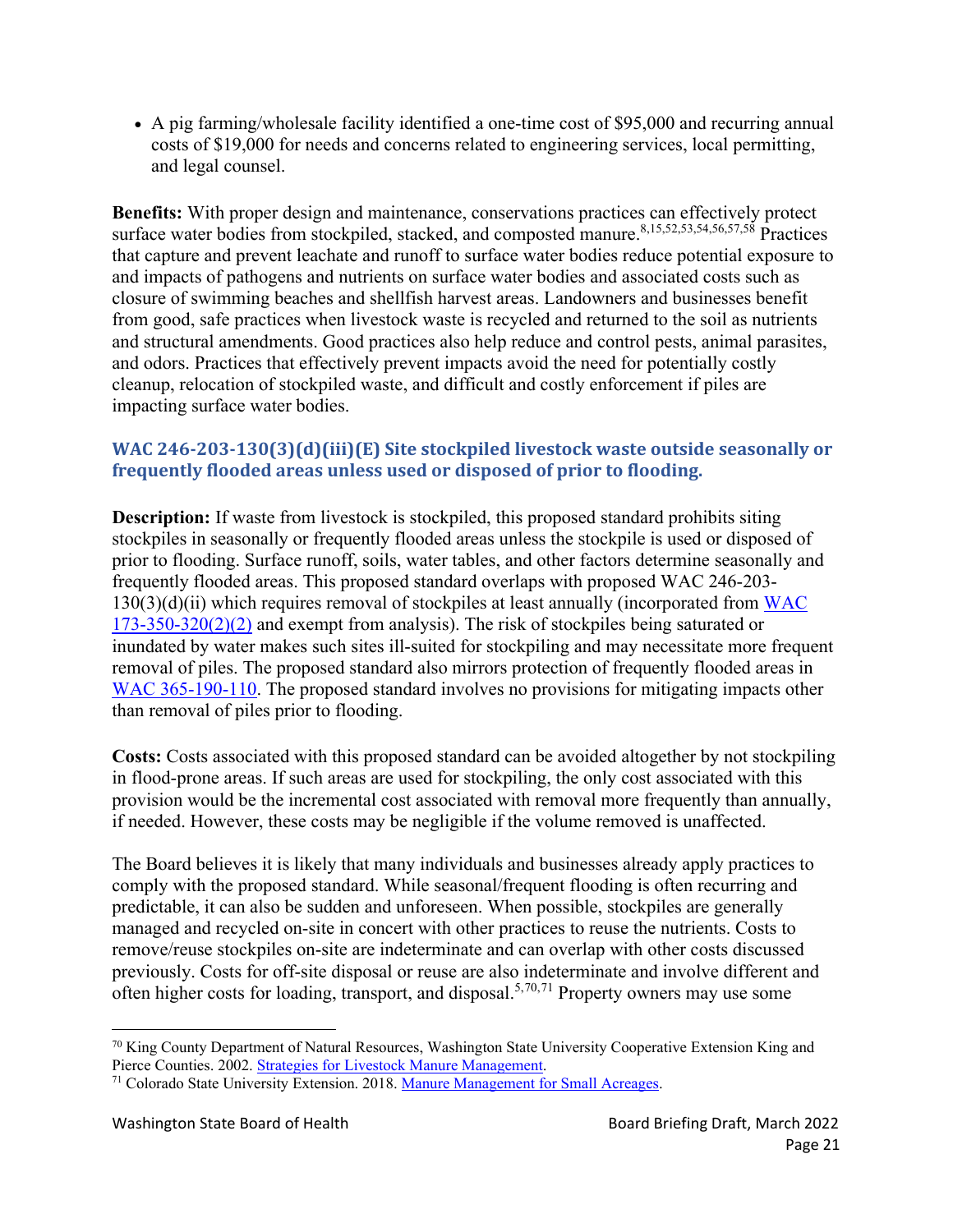- A pig farming/wholesale facility identified a one-time cost of $95,000 and recurring annual costs of $19,000 for needs and concerns related to engineering services, local permitting, and legal counsel.

**Benefits:** With proper design and maintenance, conservations practices can effectively protect surface water bodies from stockpiled, stacked, and composted manure.[8,15,52,53,54,56,57,58] Practices that capture and prevent leachate and runoff to surface water bodies reduce potential exposure to and impacts of pathogens and nutrients on surface water bodies and associated costs such as closure of swimming beaches and shellfish harvest areas. Landowners and businesses benefit from good, safe practices when livestock waste is recycled and returned to the soil as nutrients and structural amendments. Good practices also help reduce and control pests, animal parasites, and odors. Practices that effectively prevent impacts avoid the need for potentially costly cleanup, relocation of stockpiled waste, and difficult and costly enforcement if piles are impacting surface water bodies.

### WAC 246-203-130(3)(d)(iii)(E) Site stockpiled livestock waste outside seasonally or frequently flooded areas unless used or disposed of prior to flooding.

**Description:** If waste from livestock is stockpiled, this proposed standard prohibits siting stockpiles in seasonally or frequently flooded areas unless the stockpile is used or disposed of prior to flooding. Surface runoff, soils, water tables, and other factors determine seasonally and frequently flooded areas. This proposed standard overlaps with proposed WAC 246-203-130(3)(d)(ii) which requires removal of stockpiles at least annually (incorporated from WAC 173-350-320(2)(2) and exempt from analysis). The risk of stockpiles being saturated or inundated by water makes such sites ill-suited for stockpiling and may necessitate more frequent removal of piles. The proposed standard also mirrors protection of frequently flooded areas in WAC 365-190-110. The proposed standard involves no provisions for mitigating impacts other than removal of piles prior to flooding.

**Costs:** Costs associated with this proposed standard can be avoided altogether by not stockpiling in flood-prone areas. If such areas are used for stockpiling, the only cost associated with this provision would be the incremental cost associated with removal more frequently than annually, if needed. However, these costs may be negligible if the volume removed is unaffected.

The Board believes it is likely that many individuals and businesses already apply practices to comply with the proposed standard. While seasonal/frequent flooding is often recurring and predictable, it can also be sudden and unforeseen. When possible, stockpiles are generally managed and recycled on-site in concert with other practices to reuse the nutrients. Costs to remove/reuse stockpiles on-site are indeterminate and can overlap with other costs discussed previously. Costs for off-site disposal or reuse are also indeterminate and involve different and often higher costs for loading, transport, and disposal.[5,70,71] Property owners may use some

---

[70] King County Department of Natural Resources, Washington State University Cooperative Extension King and Pierce Counties. 2002. Strategies for Livestock Manure Management.

[71] Colorado State University Extension. 2018. Manure Management for Small Acreages.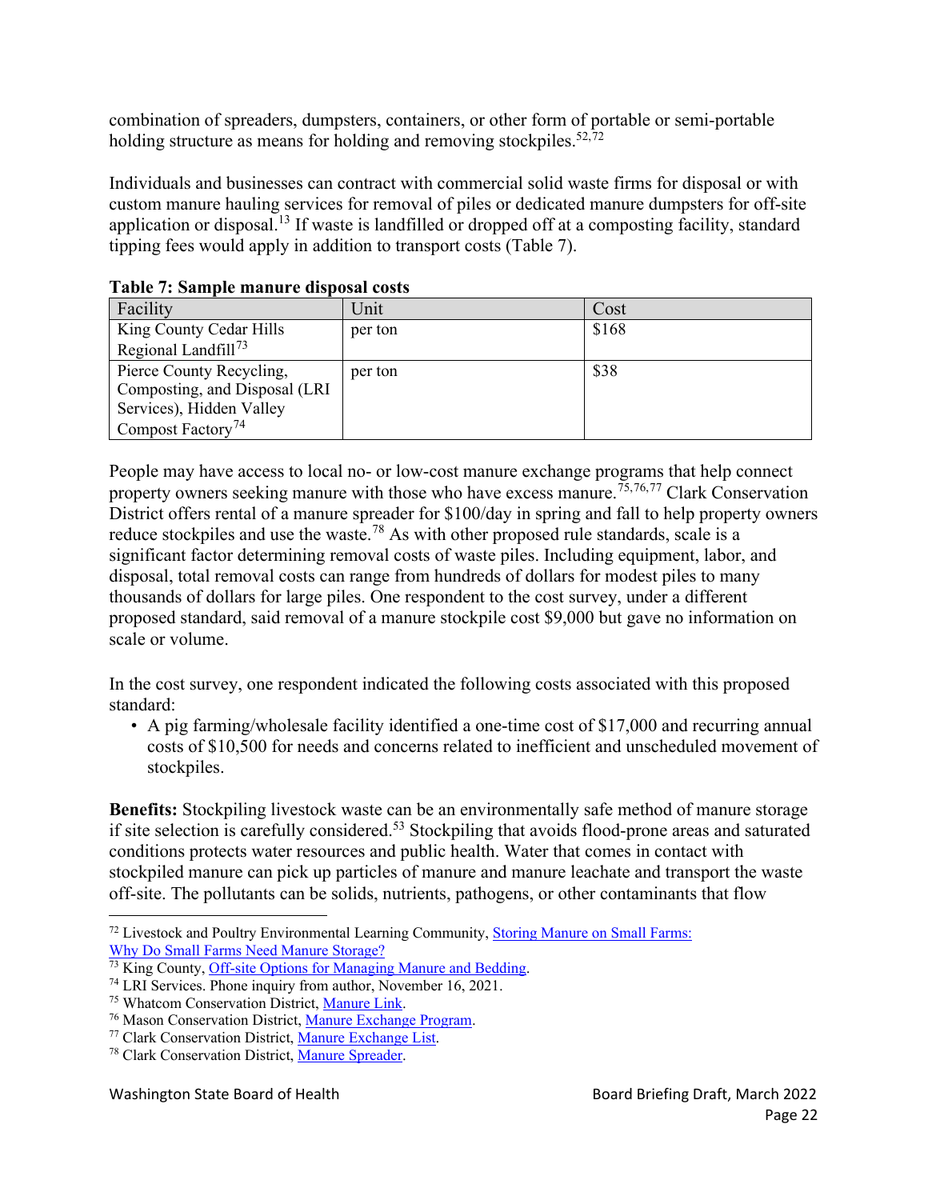combination of spreaders, dumpsters, containers, or other form of portable or semi-portable holding structure as means for holding and removing stockpiles.[52,72]

Individuals and businesses can contract with commercial solid waste firms for disposal or with custom manure hauling services for removal of piles or dedicated manure dumpsters for off-site application or disposal.[13] If waste is landfilled or dropped off at a composting facility, standard tipping fees would apply in addition to transport costs (Table 7).

**Table 7: Sample manure disposal costs**

| Facility | Unit | Cost |
|---|---|---|
| King County Cedar Hills Regional Landfill[73] | per ton | $168 |
| Pierce County Recycling, Composting, and Disposal (LRI Services), Hidden Valley Compost Factory[74] | per ton | $38 |

People may have access to local no- or low-cost manure exchange programs that help connect property owners seeking manure with those who have excess manure.[75,76,77] Clark Conservation District offers rental of a manure spreader for $100/day in spring and fall to help property owners reduce stockpiles and use the waste.[78] As with other proposed rule standards, scale is a significant factor determining removal costs of waste piles. Including equipment, labor, and disposal, total removal costs can range from hundreds of dollars for modest piles to many thousands of dollars for large piles. One respondent to the cost survey, under a different proposed standard, said removal of a manure stockpile cost $9,000 but gave no information on scale or volume.

In the cost survey, one respondent indicated the following costs associated with this proposed standard:

- A pig farming/wholesale facility identified a one-time cost of $17,000 and recurring annual costs of $10,500 for needs and concerns related to inefficient and unscheduled movement of stockpiles.

**Benefits:** Stockpiling livestock waste can be an environmentally safe method of manure storage if site selection is carefully considered.[53] Stockpiling that avoids flood-prone areas and saturated conditions protects water resources and public health. Water that comes in contact with stockpiled manure can pick up particles of manure and manure leachate and transport the waste off-site. The pollutants can be solids, nutrients, pathogens, or other contaminants that flow

---

[72] Livestock and Poultry Environmental Learning Community, Storing Manure on Small Farms: Why Do Small Farms Need Manure Storage?
[73] King County, Off-site Options for Managing Manure and Bedding.
[74] LRI Services. Phone inquiry from author, November 16, 2021.
[75] Whatcom Conservation District, Manure Link.
[76] Mason Conservation District, Manure Exchange Program.
[77] Clark Conservation District, Manure Exchange List.
[78] Clark Conservation District, Manure Spreader.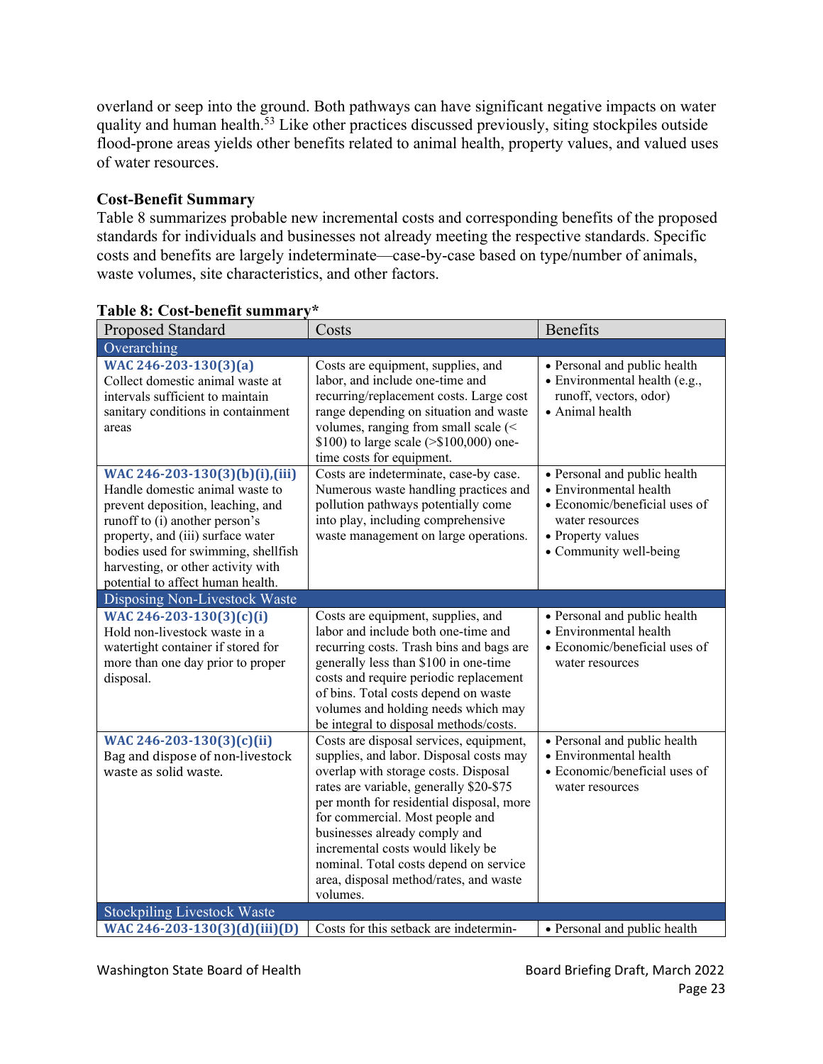overland or seep into the ground. Both pathways can have significant negative impacts on water quality and human health.[53] Like other practices discussed previously, siting stockpiles outside flood-prone areas yields other benefits related to animal health, property values, and valued uses of water resources.

**Cost-Benefit Summary**

Table 8 summarizes probable new incremental costs and corresponding benefits of the proposed standards for individuals and businesses not already meeting the respective standards. Specific costs and benefits are largely indeterminate—case-by-case based on type/number of animals, waste volumes, site characteristics, and other factors.

**Table 8: Cost-benefit summary***

| Proposed Standard | Costs | Benefits |
|---|---|---|
| **Overarching** | | |
| **WAC 246-203-130(3)(a)** Collect domestic animal waste at intervals sufficient to maintain sanitary conditions in containment areas | Costs are equipment, supplies, and labor, and include one-time and recurring/replacement costs. Large cost range depending on situation and waste volumes, ranging from small scale (< $100) to large scale (>$100,000) one-time costs for equipment. | • Personal and public health<br>• Environmental health (e.g., runoff, vectors, odor)<br>• Animal health |
| **WAC 246-203-130(3)(b)(i),(iii)** Handle domestic animal waste to prevent deposition, leaching, and runoff to (i) another person's property, and (iii) surface water bodies used for swimming, shellfish harvesting, or other activity with potential to affect human health. | Costs are indeterminate, case-by case. Numerous waste handling practices and pollution pathways potentially come into play, including comprehensive waste management on large operations. | • Personal and public health<br>• Environmental health<br>• Economic/beneficial uses of water resources<br>• Property values<br>• Community well-being |
| **Disposing Non-Livestock Waste** | | |
| **WAC 246-203-130(3)(c)(i)** Hold non-livestock waste in a watertight container if stored for more than one day prior to proper disposal. | Costs are equipment, supplies, and labor and include both one-time and recurring costs. Trash bins and bags are generally less than $100 in one-time costs and require periodic replacement of bins. Total costs depend on waste volumes and holding needs which may be integral to disposal methods/costs. | • Personal and public health<br>• Environmental health<br>• Economic/beneficial uses of water resources |
| **WAC 246-203-130(3)(c)(ii)** Bag and dispose of non-livestock waste as solid waste. | Costs are disposal services, equipment, supplies, and labor. Disposal costs may overlap with storage costs. Disposal rates are variable, generally $20-$75 per month for residential disposal, more for commercial. Most people and businesses already comply and incremental costs would likely be nominal. Total costs depend on service area, disposal method/rates, and waste volumes. | • Personal and public health<br>• Environmental health<br>• Economic/beneficial uses of water resources |
| **Stockpiling Livestock Waste** | | |
| **WAC 246-203-130(3)(d)(iii)(D)** | Costs for this setback are indetermin- | • Personal and public health |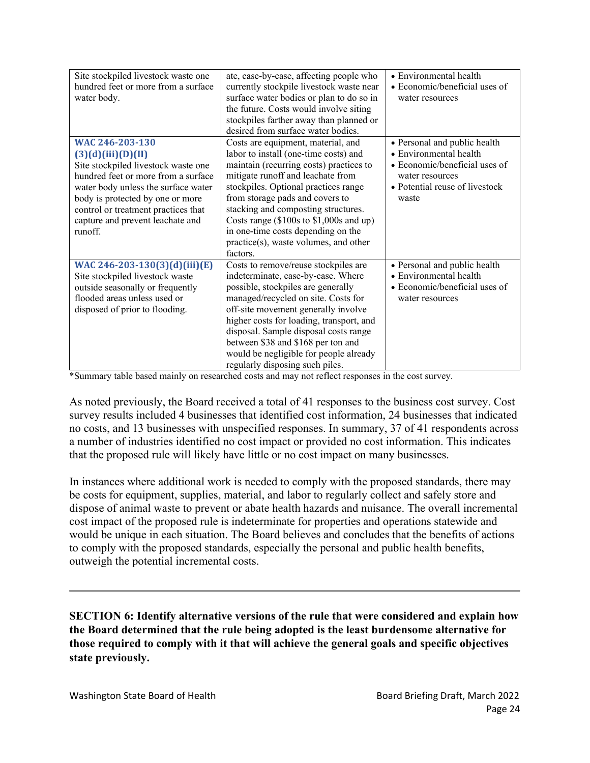| | | |
|---|---|---|
| Site stockpiled livestock waste one hundred feet or more from a surface water body. | ate, case-by-case, affecting people who currently stockpile livestock waste near surface water bodies or plan to do so in the future. Costs would involve siting stockpiles farther away than planned or desired from surface water bodies. | • Environmental health<br>• Economic/beneficial uses of water resources |
| **WAC 246-203-130 (3)(d)(iii)(D)(II)**<br>Site stockpiled livestock waste one hundred feet or more from a surface water body unless the surface water body is protected by one or more control or treatment practices that capture and prevent leachate and runoff. | Costs are equipment, material, and labor to install (one-time costs) and maintain (recurring costs) practices to mitigate runoff and leachate from stockpiles. Optional practices range from storage pads and covers to stacking and composting structures. Costs range ($100s to $1,000s and up) in one-time costs depending on the practice(s), waste volumes, and other factors. | • Personal and public health<br>• Environmental health<br>• Economic/beneficial uses of water resources<br>• Potential reuse of livestock waste |
| **WAC 246-203-130(3)(d)(iii)(E)**<br>Site stockpiled livestock waste outside seasonally or frequently flooded areas unless used or disposed of prior to flooding. | Costs to remove/reuse stockpiles are indeterminate, case-by-case. Where possible, stockpiles are generally managed/recycled on site. Costs for off-site movement generally involve higher costs for loading, transport, and disposal. Sample disposal costs range between $38 and $168 per ton and would be negligible for people already regularly disposing such piles. | • Personal and public health<br>• Environmental health<br>• Economic/beneficial uses of water resources |

*Summary table based mainly on researched costs and may not reflect responses in the cost survey.

As noted previously, the Board received a total of 41 responses to the business cost survey. Cost survey results included 4 businesses that identified cost information, 24 businesses that indicated no costs, and 13 businesses with unspecified responses. In summary, 37 of 41 respondents across a number of industries identified no cost impact or provided no cost information. This indicates that the proposed rule will likely have little or no cost impact on many businesses.

In instances where additional work is needed to comply with the proposed standards, there may be costs for equipment, supplies, material, and labor to regularly collect and safely store and dispose of animal waste to prevent or abate health hazards and nuisance. The overall incremental cost impact of the proposed rule is indeterminate for properties and operations statewide and would be unique in each situation. The Board believes and concludes that the benefits of actions to comply with the proposed standards, especially the personal and public health benefits, outweigh the potential incremental costs.

---

**SECTION 6: Identify alternative versions of the rule that were considered and explain how the Board determined that the rule being adopted is the least burdensome alternative for those required to comply with it that will achieve the general goals and specific objectives state previously.**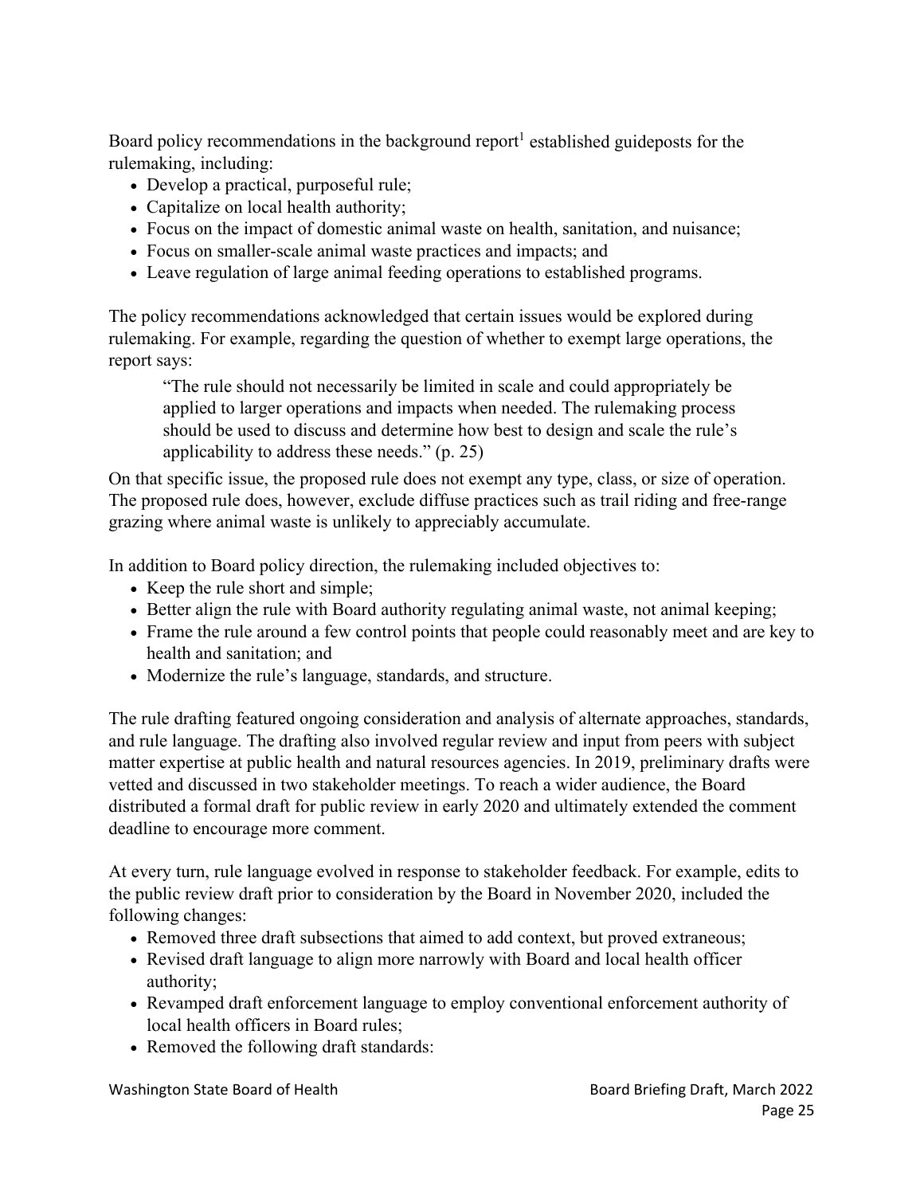Board policy recommendations in the background report[1] established guideposts for the rulemaking, including:

- Develop a practical, purposeful rule;
- Capitalize on local health authority;
- Focus on the impact of domestic animal waste on health, sanitation, and nuisance;
- Focus on smaller-scale animal waste practices and impacts; and
- Leave regulation of large animal feeding operations to established programs.

The policy recommendations acknowledged that certain issues would be explored during rulemaking. For example, regarding the question of whether to exempt large operations, the report says:

> "The rule should not necessarily be limited in scale and could appropriately be applied to larger operations and impacts when needed. The rulemaking process should be used to discuss and determine how best to design and scale the rule's applicability to address these needs." (p. 25)

On that specific issue, the proposed rule does not exempt any type, class, or size of operation. The proposed rule does, however, exclude diffuse practices such as trail riding and free-range grazing where animal waste is unlikely to appreciably accumulate.

In addition to Board policy direction, the rulemaking included objectives to:

- Keep the rule short and simple;
- Better align the rule with Board authority regulating animal waste, not animal keeping;
- Frame the rule around a few control points that people could reasonably meet and are key to health and sanitation; and
- Modernize the rule's language, standards, and structure.

The rule drafting featured ongoing consideration and analysis of alternate approaches, standards, and rule language. The drafting also involved regular review and input from peers with subject matter expertise at public health and natural resources agencies. In 2019, preliminary drafts were vetted and discussed in two stakeholder meetings. To reach a wider audience, the Board distributed a formal draft for public review in early 2020 and ultimately extended the comment deadline to encourage more comment.

At every turn, rule language evolved in response to stakeholder feedback. For example, edits to the public review draft prior to consideration by the Board in November 2020, included the following changes:

- Removed three draft subsections that aimed to add context, but proved extraneous;
- Revised draft language to align more narrowly with Board and local health officer authority;
- Revamped draft enforcement language to employ conventional enforcement authority of local health officers in Board rules;
- Removed the following draft standards: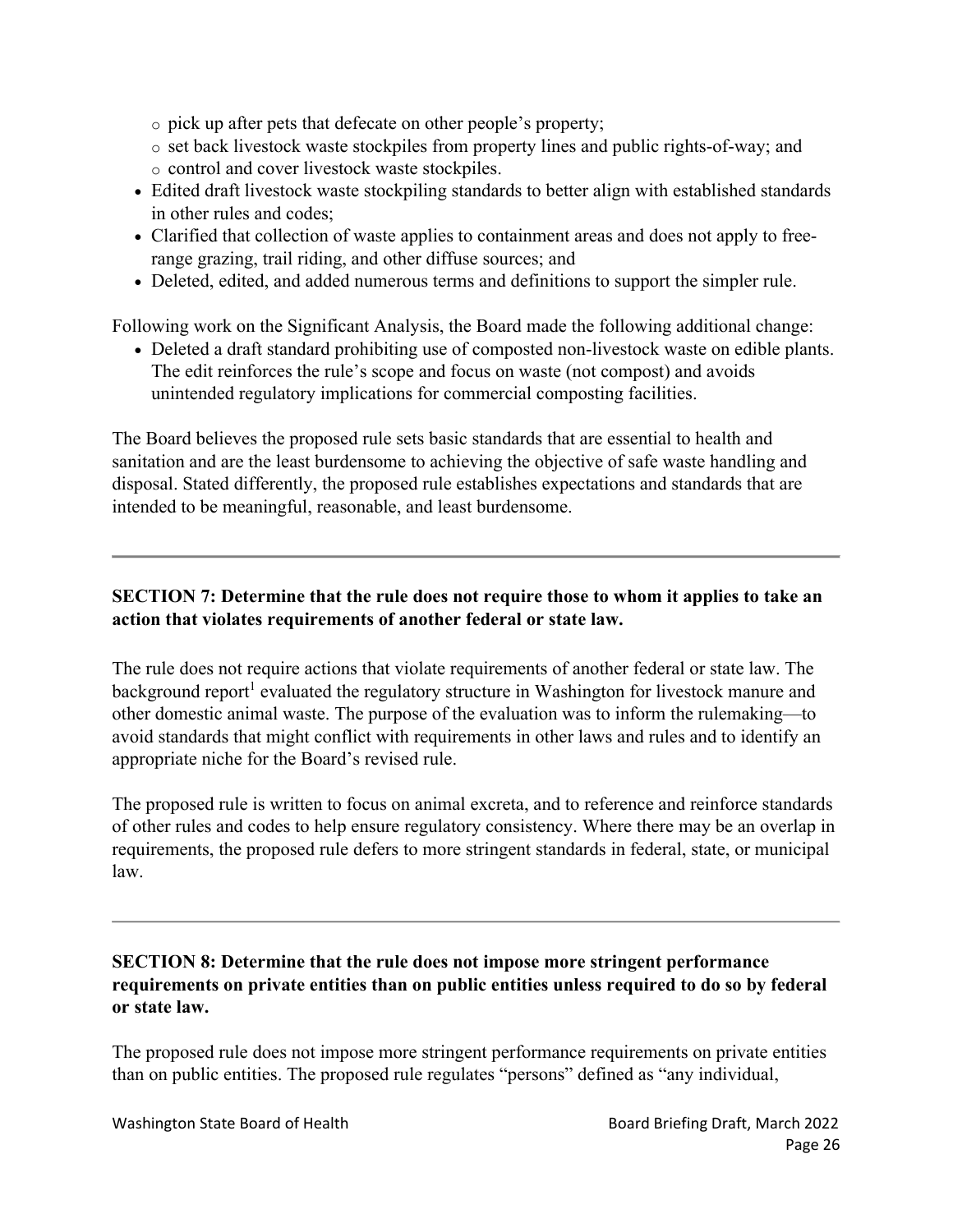- pick up after pets that defecate on other people's property;
  - set back livestock waste stockpiles from property lines and public rights-of-way; and
  - control and cover livestock waste stockpiles.
- Edited draft livestock waste stockpiling standards to better align with established standards in other rules and codes;
- Clarified that collection of waste applies to containment areas and does not apply to free-range grazing, trail riding, and other diffuse sources; and
- Deleted, edited, and added numerous terms and definitions to support the simpler rule.

Following work on the Significant Analysis, the Board made the following additional change:

- Deleted a draft standard prohibiting use of composted non-livestock waste on edible plants. The edit reinforces the rule's scope and focus on waste (not compost) and avoids unintended regulatory implications for commercial composting facilities.

The Board believes the proposed rule sets basic standards that are essential to health and sanitation and are the least burdensome to achieving the objective of safe waste handling and disposal. Stated differently, the proposed rule establishes expectations and standards that are intended to be meaningful, reasonable, and least burdensome.

---

**SECTION 7: Determine that the rule does not require those to whom it applies to take an action that violates requirements of another federal or state law.**

The rule does not require actions that violate requirements of another federal or state law. The background report[1] evaluated the regulatory structure in Washington for livestock manure and other domestic animal waste. The purpose of the evaluation was to inform the rulemaking—to avoid standards that might conflict with requirements in other laws and rules and to identify an appropriate niche for the Board's revised rule.

The proposed rule is written to focus on animal excreta, and to reference and reinforce standards of other rules and codes to help ensure regulatory consistency. Where there may be an overlap in requirements, the proposed rule defers to more stringent standards in federal, state, or municipal law.

---

**SECTION 8: Determine that the rule does not impose more stringent performance requirements on private entities than on public entities unless required to do so by federal or state law.**

The proposed rule does not impose more stringent performance requirements on private entities than on public entities. The proposed rule regulates "persons" defined as "any individual,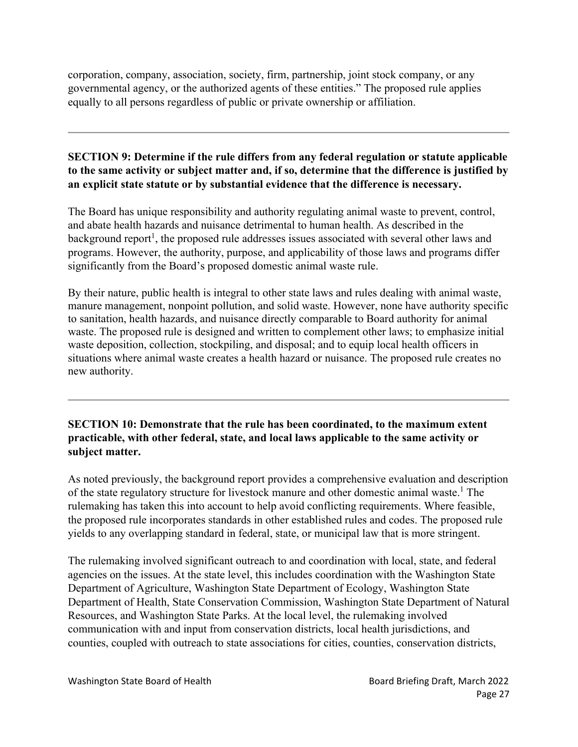corporation, company, association, society, firm, partnership, joint stock company, or any governmental agency, or the authorized agents of these entities." The proposed rule applies equally to all persons regardless of public or private ownership or affiliation.

---

**SECTION 9: Determine if the rule differs from any federal regulation or statute applicable to the same activity or subject matter and, if so, determine that the difference is justified by an explicit state statute or by substantial evidence that the difference is necessary.**

The Board has unique responsibility and authority regulating animal waste to prevent, control, and abate health hazards and nuisance detrimental to human health. As described in the background report[1], the proposed rule addresses issues associated with several other laws and programs. However, the authority, purpose, and applicability of those laws and programs differ significantly from the Board's proposed domestic animal waste rule.

By their nature, public health is integral to other state laws and rules dealing with animal waste, manure management, nonpoint pollution, and solid waste. However, none have authority specific to sanitation, health hazards, and nuisance directly comparable to Board authority for animal waste. The proposed rule is designed and written to complement other laws; to emphasize initial waste deposition, collection, stockpiling, and disposal; and to equip local health officers in situations where animal waste creates a health hazard or nuisance. The proposed rule creates no new authority.

---

**SECTION 10: Demonstrate that the rule has been coordinated, to the maximum extent practicable, with other federal, state, and local laws applicable to the same activity or subject matter.**

As noted previously, the background report provides a comprehensive evaluation and description of the state regulatory structure for livestock manure and other domestic animal waste.[1] The rulemaking has taken this into account to help avoid conflicting requirements. Where feasible, the proposed rule incorporates standards in other established rules and codes. The proposed rule yields to any overlapping standard in federal, state, or municipal law that is more stringent.

The rulemaking involved significant outreach to and coordination with local, state, and federal agencies on the issues. At the state level, this includes coordination with the Washington State Department of Agriculture, Washington State Department of Ecology, Washington State Department of Health, State Conservation Commission, Washington State Department of Natural Resources, and Washington State Parks. At the local level, the rulemaking involved communication with and input from conservation districts, local health jurisdictions, and counties, coupled with outreach to state associations for cities, counties, conservation districts,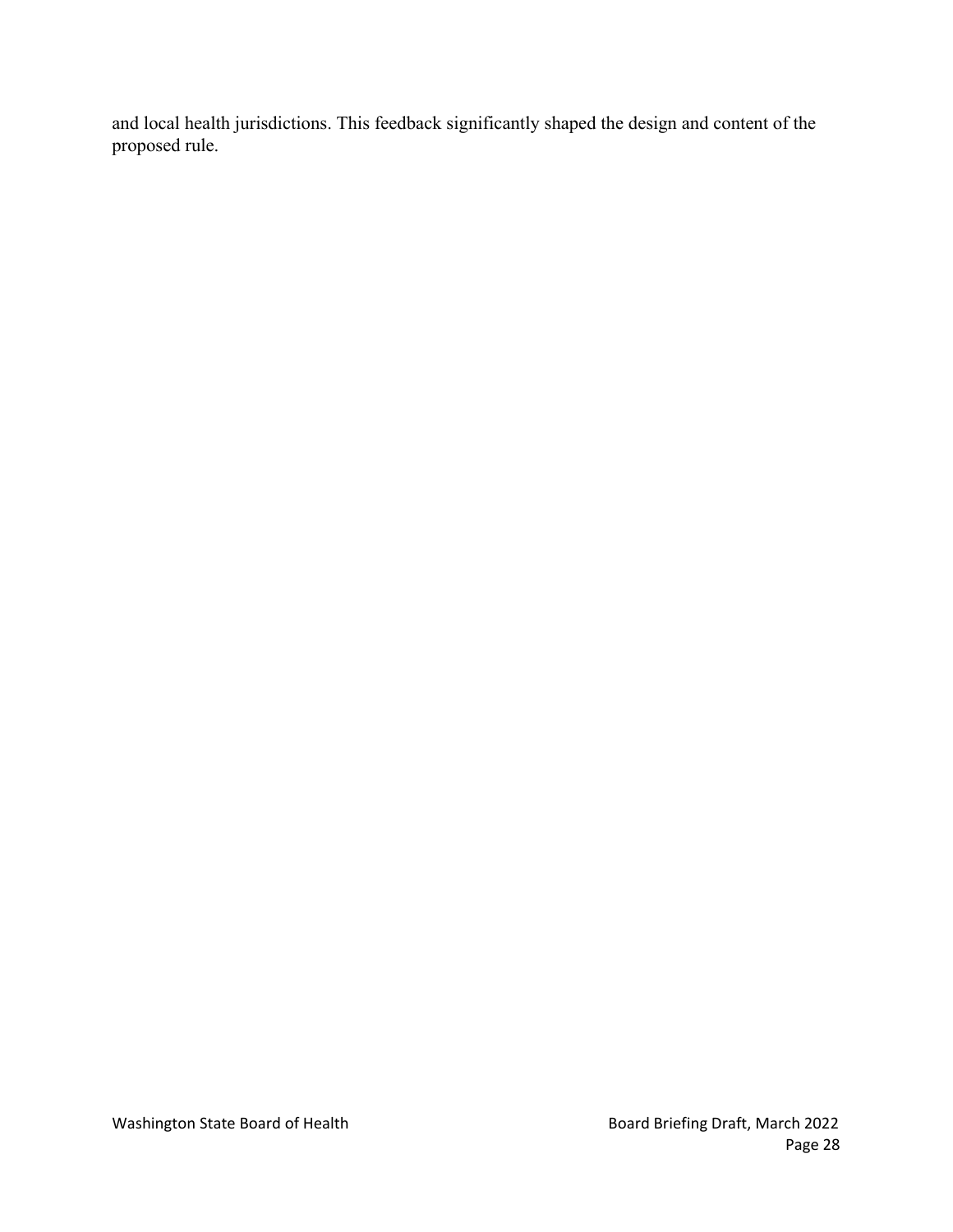and local health jurisdictions. This feedback significantly shaped the design and content of the proposed rule.